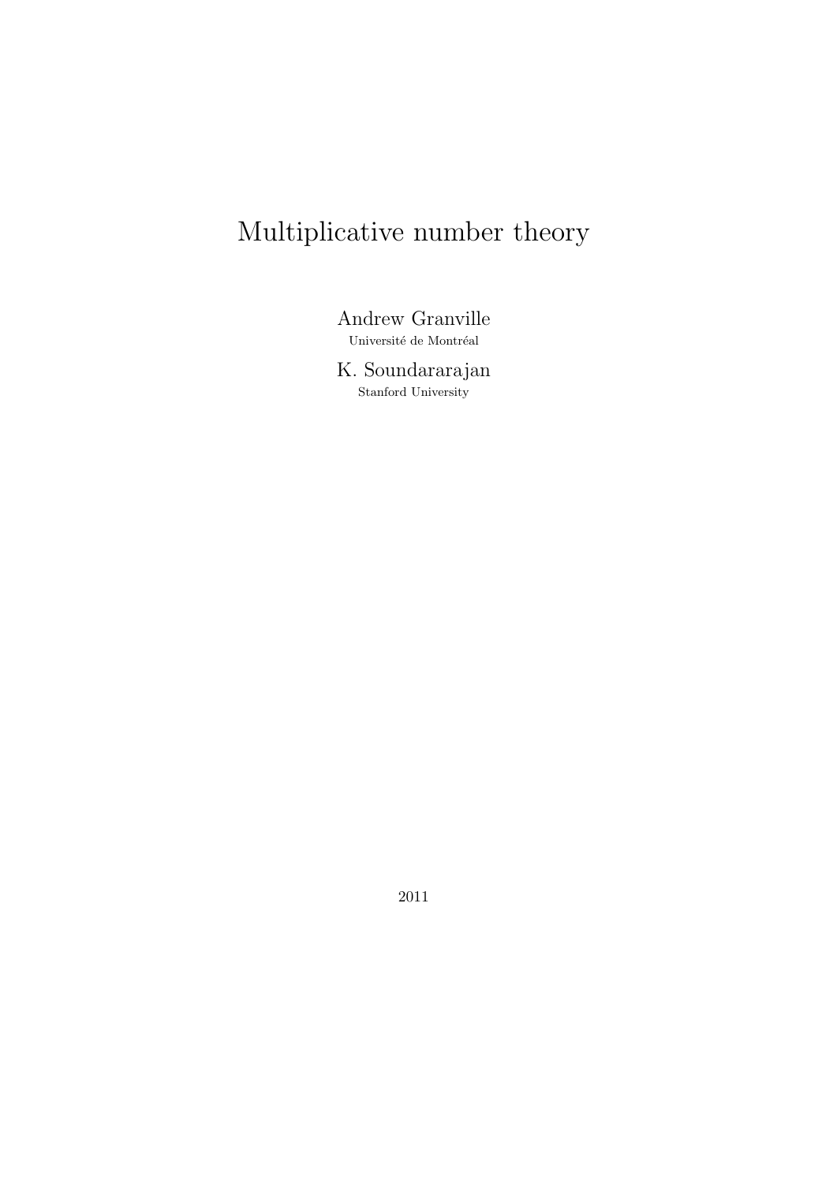# Multiplicative number theory

Andrew Granville
Université de Montréal

K. Soundararajan
Stanford University

2011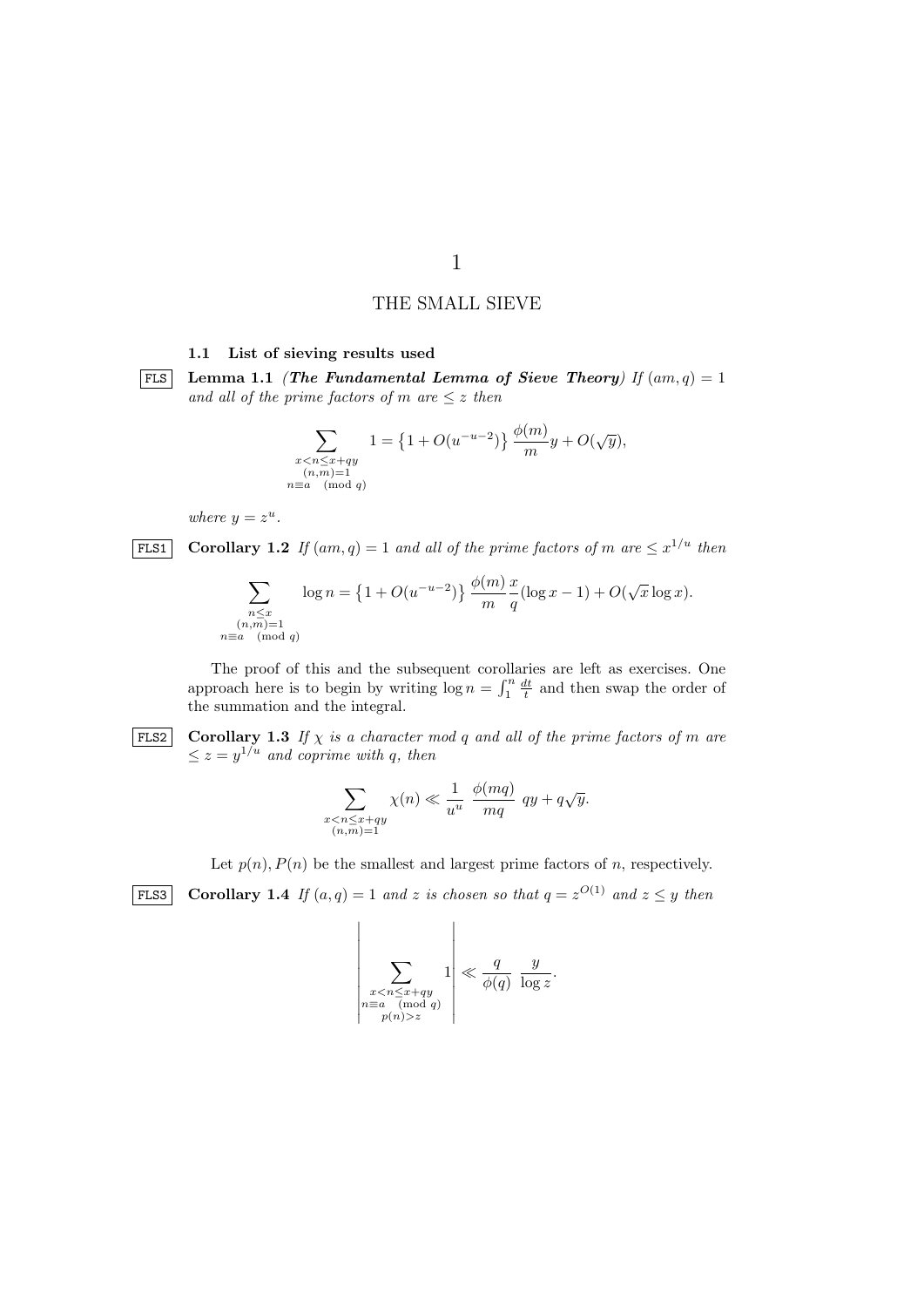# 1

## THE SMALL SIEVE

### 1.1 List of sieving results used

FLS **Lemma 1.1** ***(The Fundamental Lemma of Sieve Theory)*** *If $(am, q) = 1$ and all of the prime factors of $m$ are $\leq z$ then*

$$\sum_{\substack{x<n\leq x+qy \\ (n,m)=1 \\ n\equiv a \pmod q}} 1 = \left\{1 + O(u^{-u-2})\right\} \frac{\phi(m)}{m} y + O(\sqrt{y}),$$

*where $y = z^u$.*

FLS1 **Corollary 1.2** *If $(am, q) = 1$ and all of the prime factors of $m$ are $\leq x^{1/u}$ then*

$$\sum_{\substack{n\leq x \\ (n,m)=1 \\ n\equiv a \pmod q}} \log n = \left\{1 + O(u^{-u-2})\right\} \frac{\phi(m)}{m} \frac{x}{q} (\log x - 1) + O(\sqrt{x} \log x).$$

The proof of this and the subsequent corollaries are left as exercises. One approach here is to begin by writing $\log n = \int_1^n \frac{dt}{t}$ and then swap the order of the summation and the integral.

FLS2 **Corollary 1.3** *If $\chi$ is a character mod $q$ and all of the prime factors of $m$ are $\leq z = y^{1/u}$ and coprime with $q$, then*

$$\sum_{\substack{x<n\leq x+qy \\ (n,m)=1}} \chi(n) \ll \frac{1}{u^u} \frac{\phi(mq)}{mq} qy + q\sqrt{y}.$$

Let $p(n), P(n)$ be the smallest and largest prime factors of $n$, respectively.

FLS3 **Corollary 1.4** *If $(a, q) = 1$ and $z$ is chosen so that $q = z^{O(1)}$ and $z \leq y$ then*

$$\left| \sum_{\substack{x<n\leq x+qy \\ n\equiv a \pmod q \\ p(n)>z}} 1 \right| \ll \frac{q}{\phi(q)} \frac{y}{\log z}.$$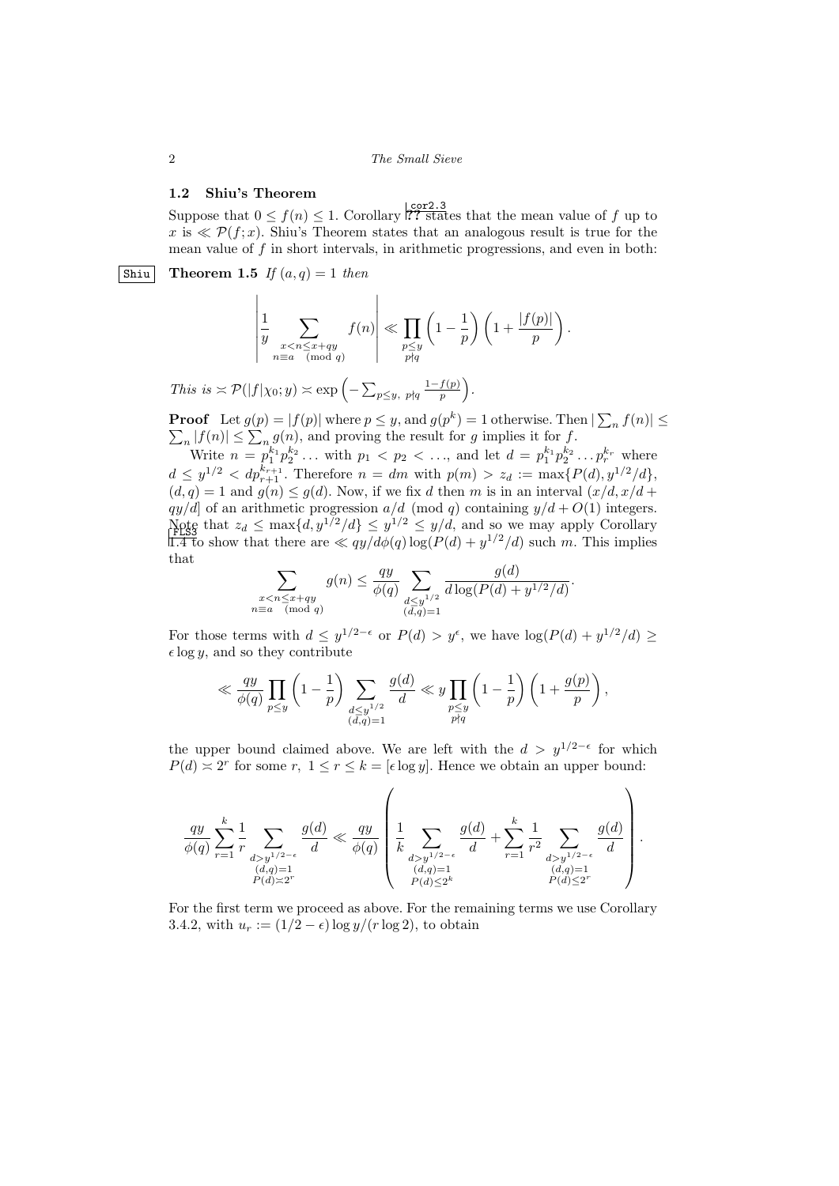## 1.2 Shiu's Theorem

Suppose that $0 \le f(n) \le 1$. Corollary ?? states that the mean value of $f$ up to $x$ is $\ll \mathcal{P}(f;x)$. Shiu's Theorem states that an analogous result is true for the mean value of $f$ in short intervals, in arithmetic progressions, and even in both:

**Theorem 1.5** *If $(a,q)=1$ then*

$$\left| \frac{1}{y} \sum_{\substack{x<n\le x+qy \\ n\equiv a \pmod q}} f(n) \right| \ll \prod_{\substack{p\le y \\ p\nmid q}} \left(1-\frac{1}{p}\right)\left(1+\frac{|f(p)|}{p}\right).$$

*This is $\asymp \mathcal{P}(|f|\chi_0;y) \asymp \exp\left(-\sum_{p\le y,\ p\nmid q} \frac{1-f(p)}{p}\right)$.*

**Proof** Let $g(p)=|f(p)|$ where $p\le y$, and $g(p^k)=1$ otherwise. Then $|\sum_n f(n)| \le \sum_n |f(n)| \le \sum_n g(n)$, and proving the result for $g$ implies it for $f$.

Write $n=p_1^{k_1}p_2^{k_2}\dots$ with $p_1<p_2<\dots$, and let $d=p_1^{k_1}p_2^{k_2}\dots p_r^{k_r}$ where $d\le y^{1/2} < dp_{r+1}^{k_{r+1}}$. Therefore $n=dm$ with $p(m)>z_d:=\max\{P(d),y^{1/2}/d\}$, $(d,q)=1$ and $g(n)\le g(d)$. Now, if we fix $d$ then $m$ is in an interval $(x/d, x/d+qy/d]$ of an arithmetic progression $a/d \pmod q$ containing $y/d+O(1)$ integers. Note that $z_d\le \max\{d,y^{1/2}/d\}\le y^{1/2}\le y/d$, and so we may apply Corollary 1.4 to show that there are $\ll qy/d\phi(q)\log(P(d)+y^{1/2}/d)$ such $m$. This implies that

$$\sum_{\substack{x<n\le x+qy \\ n\equiv a \pmod q}} g(n) \le \frac{qy}{\phi(q)} \sum_{\substack{d\le y^{1/2} \\ (d,q)=1}} \frac{g(d)}{d\log(P(d)+y^{1/2}/d)}.$$

For those terms with $d\le y^{1/2-\epsilon}$ or $P(d)>y^{\epsilon}$, we have $\log(P(d)+y^{1/2}/d)\ge \epsilon\log y$, and so they contribute

$$\ll \frac{qy}{\phi(q)} \prod_{p\le y}\left(1-\frac{1}{p}\right) \sum_{\substack{d\le y^{1/2} \\ (d,q)=1}} \frac{g(d)}{d} \ll y \prod_{\substack{p\le y \\ p\nmid q}} \left(1-\frac{1}{p}\right)\left(1+\frac{g(p)}{p}\right),$$

the upper bound claimed above. We are left with the $d>y^{1/2-\epsilon}$ for which $P(d)\asymp 2^r$ for some $r$, $1\le r\le k=[\epsilon\log y]$. Hence we obtain an upper bound:

$$\frac{qy}{\phi(q)} \sum_{r=1}^{k} \frac{1}{r} \sum_{\substack{d>y^{1/2-\epsilon} \\ (d,q)=1 \\ P(d)\asymp 2^r}} \frac{g(d)}{d} \ll \frac{qy}{\phi(q)} \left( \frac{1}{k} \sum_{\substack{d>y^{1/2-\epsilon} \\ (d,q)=1 \\ P(d)\le 2^k}} \frac{g(d)}{d} + \sum_{r=1}^{k} \frac{1}{r^2} \sum_{\substack{d>y^{1/2-\epsilon} \\ (d,q)=1 \\ P(d)\le 2^r}} \frac{g(d)}{d} \right).$$

For the first term we proceed as above. For the remaining terms we use Corollary 3.4.2, with $u_r := (1/2-\epsilon)\log y/(r\log 2)$, to obtain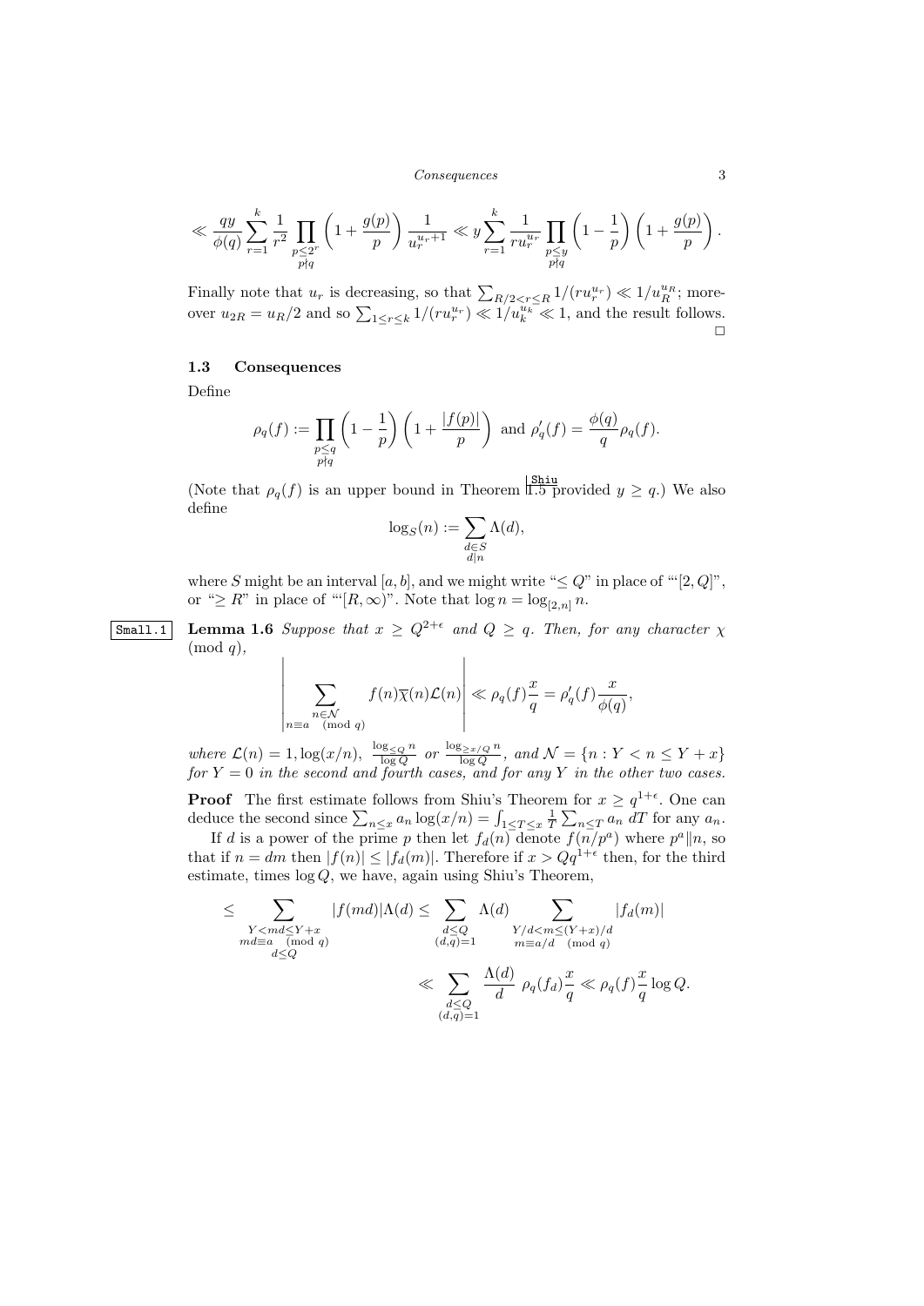$$\ll \frac{qy}{\phi(q)} \sum_{r=1}^{k} \frac{1}{r^2} \prod_{\substack{p \le 2^r \\ p \nmid q}} \left(1 + \frac{g(p)}{p}\right) \frac{1}{u_r^{u_r+1}} \ll y \sum_{r=1}^{k} \frac{1}{r u_r^{u_r}} \prod_{\substack{p \le y \\ p \nmid q}} \left(1 - \frac{1}{p}\right)\left(1 + \frac{g(p)}{p}\right).$$

Finally note that $u_r$ is decreasing, so that $\sum_{R/2<r\le R} 1/(r u_r^{u_r}) \ll 1/u_R^{u_R}$; moreover $u_{2R} = u_R/2$ and so $\sum_{1\le r\le k} 1/(r u_r^{u_r}) \ll 1/u_k^{u_k} \ll 1$, and the result follows. □

### 1.3 Consequences

Define

$$\rho_q(f) := \prod_{\substack{p \le q \\ p \nmid q}} \left(1 - \frac{1}{p}\right)\left(1 + \frac{|f(p)|}{p}\right) \text{ and } \rho_q'(f) = \frac{\phi(q)}{q} \rho_q(f).$$

(Note that $\rho_q(f)$ is an upper bound in Theorem 1.5 provided $y \ge q$.) We also define

$$\log_S(n) := \sum_{\substack{d \in S \\ d|n}} \Lambda(d),$$

where $S$ might be an interval $[a,b]$, and we might write "$\le Q$" in place of "'$[2,Q]$", or "$\ge R$" in place of "'$[R,\infty)$". Note that $\log n = \log_{[2,n]} n$.

**Lemma 1.6** *Suppose that $x \ge Q^{2+\epsilon}$ and $Q \ge q$. Then, for any character $\chi$ $\pmod q$,*

$$\left| \sum_{\substack{n \in \mathcal{N} \\ n \equiv a \pmod q}} f(n)\overline{\chi}(n)\mathcal{L}(n) \right| \ll \rho_q(f)\frac{x}{q} = \rho_q'(f)\frac{x}{\phi(q)},$$

*where $\mathcal{L}(n) = 1, \log(x/n),\ \frac{\log_{\le Q} n}{\log Q}$ or $\frac{\log_{\ge x/Q} n}{\log Q}$, and $\mathcal{N} = \{n : Y < n \le Y + x\}$ for $Y = 0$ in the second and fourth cases, and for any $Y$ in the other two cases.*

**Proof** The first estimate follows from Shiu's Theorem for $x \ge q^{1+\epsilon}$. One can deduce the second since $\sum_{n\le x} a_n \log(x/n) = \int_{1\le T\le x} \frac{1}{T} \sum_{n \le T} a_n \, dT$ for any $a_n$.

If $d$ is a power of the prime $p$ then let $f_d(n)$ denote $f(n/p^a)$ where $p^a \| n$, so that if $n = dm$ then $|f(n)| \le |f_d(m)|$. Therefore if $x > Qq^{1+\epsilon}$ then, for the third estimate, times $\log Q$, we have, again using Shiu's Theorem,

$$\le \sum_{\substack{Y < md \le Y + x \\ md \equiv a \pmod q \\ d \le Q}} |f(md)|\Lambda(d) \le \sum_{\substack{d \le Q \\ (d,q)=1}} \Lambda(d) \sum_{\substack{Y/d < m \le (Y+x)/d \\ m \equiv a/d \pmod q}} |f_d(m)|$$

$$\ll \sum_{\substack{d \le Q \\ (d,q)=1}} \frac{\Lambda(d)}{d}\ \rho_q(f_d)\frac{x}{q} \ll \rho_q(f)\frac{x}{q}\log Q.$$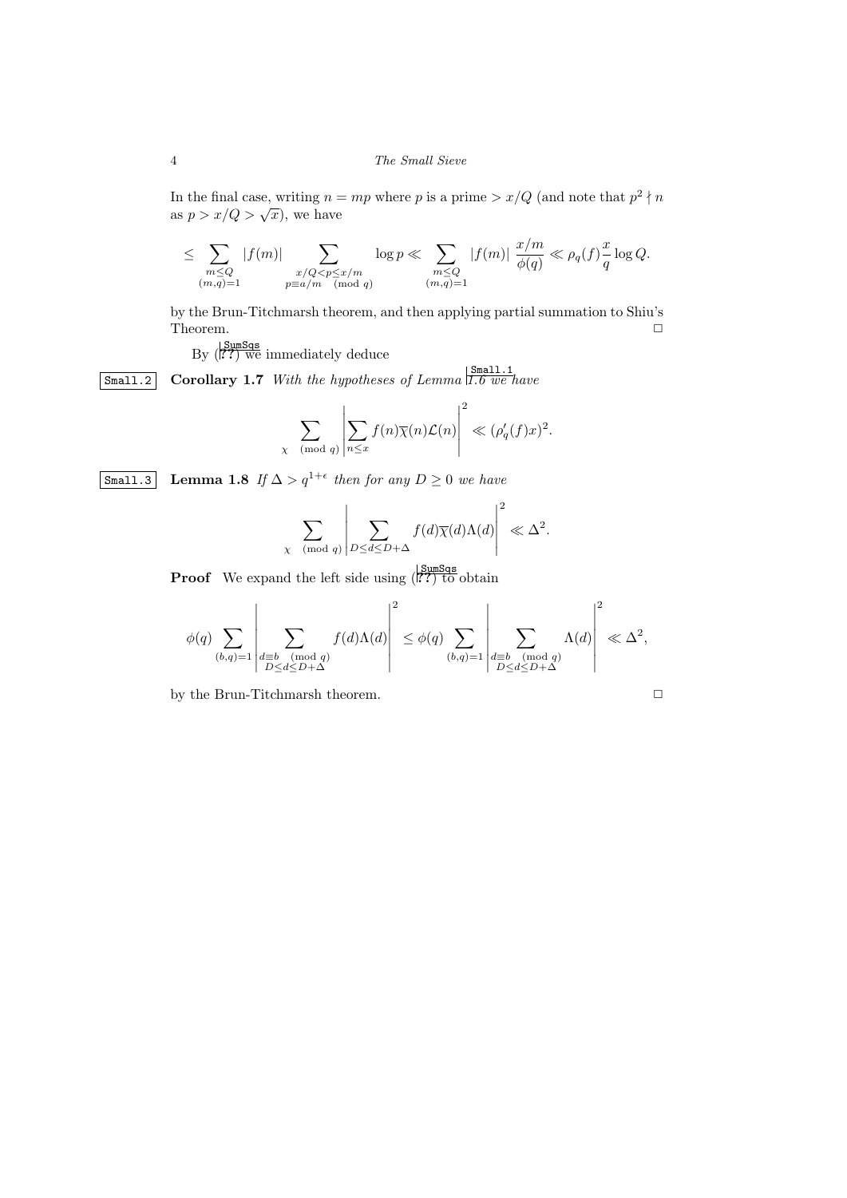In the final case, writing $n = mp$ where $p$ is a prime $> x/Q$ (and note that $p^2 \nmid n$ as $p > x/Q > \sqrt{x}$), we have

$$\leq \sum_{\substack{m \leq Q \\ (m,q)=1}} |f(m)| \sum_{\substack{x/Q < p \leq x/m \\ p \equiv a/m \pmod q}} \log p \ll \sum_{\substack{m \leq Q \\ (m,q)=1}} |f(m)| \, \frac{x/m}{\phi(q)} \ll \rho_q(f) \frac{x}{q} \log Q.$$

by the Brun-Titchmarsh theorem, and then applying partial summation to Shiu's Theorem. □

By (??) we immediately deduce

**Corollary 1.7** *With the hypotheses of Lemma 1.6 we have*

$$\sum_{\chi \pmod q} \left| \sum_{n \leq x} f(n) \overline{\chi}(n) \mathcal{L}(n) \right|^2 \ll (\rho_q'(f) x)^2.$$

**Lemma 1.8** *If $\Delta > q^{1+\epsilon}$ then for any $D \geq 0$ we have*

$$\sum_{\chi \pmod q} \left| \sum_{D \leq d \leq D+\Delta} f(d) \overline{\chi}(d) \Lambda(d) \right|^2 \ll \Delta^2.$$

**Proof** We expand the left side using (??) to obtain

$$\phi(q) \sum_{(b,q)=1} \left| \sum_{\substack{d \equiv b \pmod q \\ D \leq d \leq D+\Delta}} f(d) \Lambda(d) \right|^2 \leq \phi(q) \sum_{(b,q)=1} \left| \sum_{\substack{d \equiv b \pmod q \\ D \leq d \leq D+\Delta}} \Lambda(d) \right|^2 \ll \Delta^2,$$

by the Brun-Titchmarsh theorem. □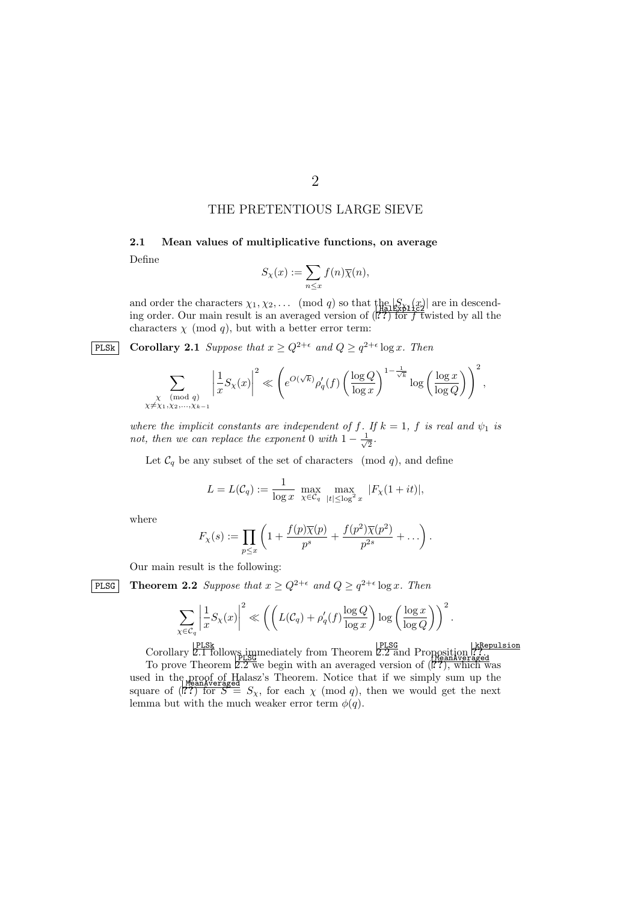# 2

# THE PRETENTIOUS LARGE SIEVE

## 2.1 Mean values of multiplicative functions, on average

Define

$$S_\chi(x) := \sum_{n\leq x} f(n)\overline{\chi}(n),$$

and order the characters $\chi_1, \chi_2, \dots \pmod q$ so that the $|S_{\chi_j}(x)|$ are in descending order. Our main result is an averaged version of (??) for $f$ twisted by all the characters $\chi \pmod q$, but with a better error term:

**Corollary 2.1** *Suppose that $x \geq Q^{2+\epsilon}$ and $Q \geq q^{2+\epsilon}\log x$. Then*

$$\sum_{\substack{\chi \pmod q \\ \chi\neq\chi_1,\chi_2,\dots,\chi_{k-1}}} \left|\frac{1}{x}S_\chi(x)\right|^2 \ll \left( e^{O(\sqrt{k})}\rho_q'(f)\left(\frac{\log Q}{\log x}\right)^{1-\frac{1}{\sqrt{k}}}\log\left(\frac{\log x}{\log Q}\right)\right)^2,$$

*where the implicit constants are independent of $f$. If $k=1$, $f$ is real and $\psi_1$ is not, then we can replace the exponent $0$ with $1-\frac{1}{\sqrt{2}}$.*

Let $\mathcal{C}_q$ be any subset of the set of characters $\pmod q$, and define

$$L = L(\mathcal{C}_q) := \frac{1}{\log x}\max_{\chi\in\mathcal{C}_q}\max_{|t|\leq \log^2 x} |F_\chi(1+it)|,$$

where

$$F_\chi(s) := \prod_{p\leq x}\left(1 + \frac{f(p)\overline{\chi}(p)}{p^s} + \frac{f(p^2)\overline{\chi}(p^2)}{p^{2s}} + \dots\right).$$

Our main result is the following:

**Theorem 2.2** *Suppose that $x \geq Q^{2+\epsilon}$ and $Q \geq q^{2+\epsilon}\log x$. Then*

$$\sum_{\chi\in\mathcal{C}_q}\left|\frac{1}{x}S_\chi(x)\right|^2 \ll \left(\left(L(\mathcal{C}_q) + \rho_q'(f)\frac{\log Q}{\log x}\right)\log\left(\frac{\log x}{\log Q}\right)\right)^2.$$

Corollary 2.1 follows immediately from Theorem 2.2 and Proposition ??.

To prove Theorem 2.2 we begin with an averaged version of (??), which was used in the proof of Halasz's Theorem. Notice that if we simply sum up the square of (??) for $S \equiv S_\chi$, for each $\chi \pmod q$, then we would get the next lemma but with the much weaker error term $\phi(q)$.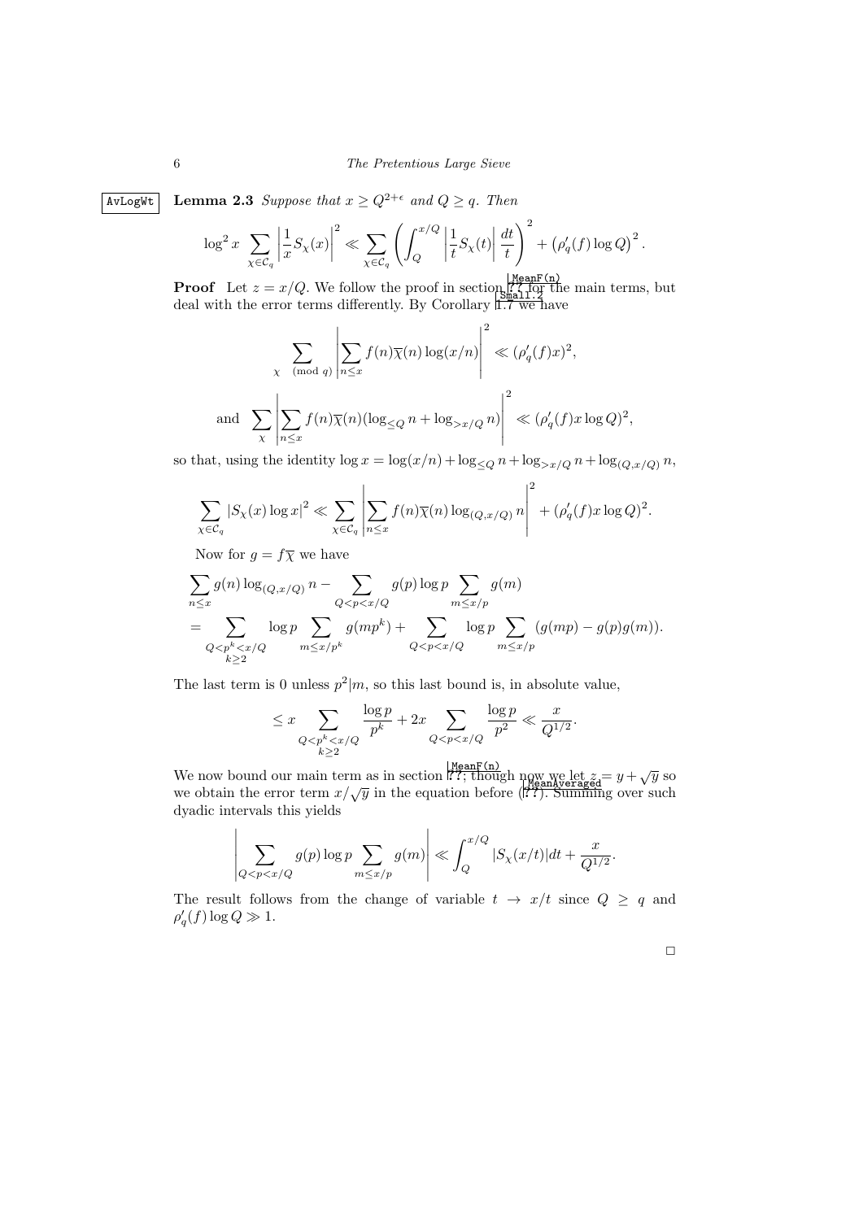**Lemma 2.3** *Suppose that $x \geq Q^{2+\epsilon}$ and $Q \geq q$. Then*

$$\log^2 x \sum_{\chi \in \mathcal{C}_q} \left| \frac{1}{x} S_\chi(x) \right|^2 \ll \sum_{\chi \in \mathcal{C}_q} \left( \int_Q^{x/Q} \left| \frac{1}{t} S_\chi(t) \right| \frac{dt}{t} \right)^2 + \left( \rho_q'(f) \log Q \right)^2.$$

**Proof** Let $z = x/Q$. We follow the proof in section ?? for the main terms, but deal with the error terms differently. By Corollary 1.7 we have

$$\sum_{\chi \pmod q} \left| \sum_{n \leq x} f(n) \overline{\chi}(n) \log(x/n) \right|^2 \ll (\rho_q'(f) x)^2,$$

$$\text{and} \quad \sum_\chi \left| \sum_{n \leq x} f(n) \overline{\chi}(n) (\log_{\leq Q} n + \log_{> x/Q} n) \right|^2 \ll (\rho_q'(f) x \log Q)^2,$$

so that, using the identity $\log x = \log(x/n) + \log_{\leq Q} n + \log_{> x/Q} n + \log_{(Q, x/Q)} n$,

$$\sum_{\chi \in \mathcal{C}_q} |S_\chi(x) \log x|^2 \ll \sum_{\chi \in \mathcal{C}_q} \left| \sum_{n \leq x} f(n) \overline{\chi}(n) \log_{(Q, x/Q)} n \right|^2 + (\rho_q'(f) x \log Q)^2.$$

Now for $g = f\overline{\chi}$ we have

$$\begin{aligned}
&\sum_{n \leq x} g(n) \log_{(Q, x/Q)} n - \sum_{Q < p < x/Q} g(p) \log p \sum_{m \leq x/p} g(m) \\
&= \sum_{\substack{Q < p^k < x/Q \\ k \geq 2}} \log p \sum_{m \leq x/p^k} g(mp^k) + \sum_{Q < p < x/Q} \log p \sum_{m \leq x/p} (g(mp) - g(p) g(m)).
\end{aligned}$$

The last term is 0 unless $p^2 | m$, so this last bound is, in absolute value,

$$\leq x \sum_{\substack{Q < p^k < x/Q \\ k \geq 2}} \frac{\log p}{p^k} + 2x \sum_{Q < p < x/Q} \frac{\log p}{p^2} \ll \frac{x}{Q^{1/2}}.$$

We now bound our main term as in section ??; though now we let $z = y + \sqrt{y}$ so we obtain the error term $x/\sqrt{y}$ in the equation before (??). Summing over such dyadic intervals this yields

$$\left| \sum_{Q < p < x/Q} g(p) \log p \sum_{m \leq x/p} g(m) \right| \ll \int_Q^{x/Q} |S_\chi(x/t)| dt + \frac{x}{Q^{1/2}}.$$

The result follows from the change of variable $t \to x/t$ since $Q \geq q$ and $\rho_q'(f) \log Q \gg 1$.

$\square$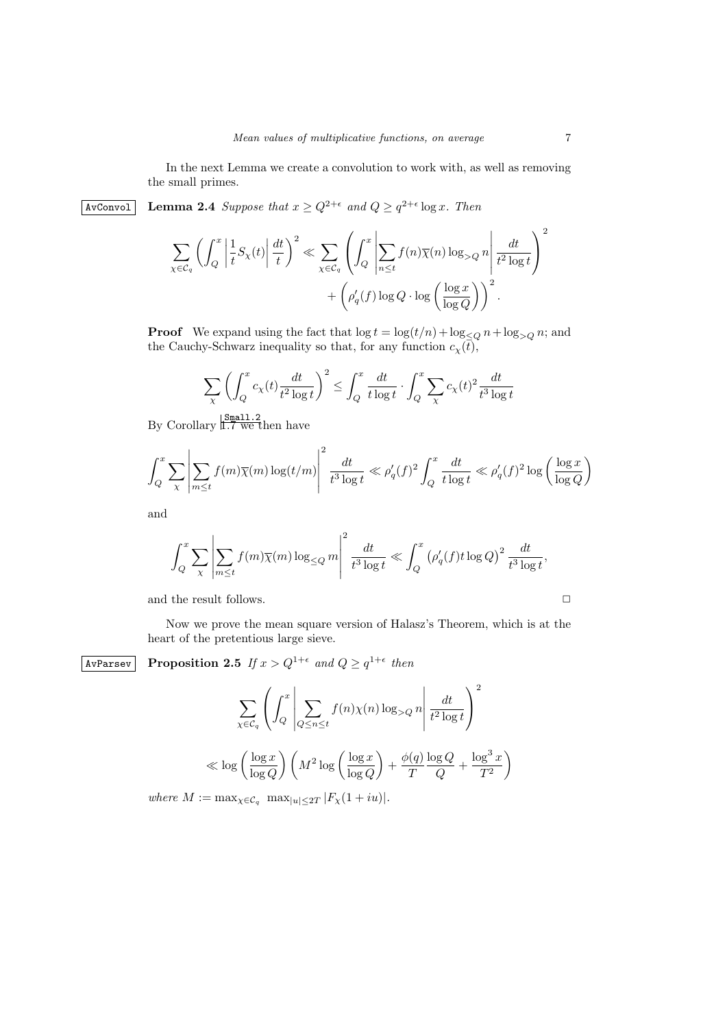In the next Lemma we create a convolution to work with, as well as removing the small primes.

**Lemma 2.4** *Suppose that $x \geq Q^{2+\epsilon}$ and $Q \geq q^{2+\epsilon}\log x$. Then*

$$\sum_{\chi\in\mathcal{C}_q}\left(\int_Q^x \left|\frac{1}{t}S_\chi(t)\right|\frac{dt}{t}\right)^2 \ll \sum_{\chi\in\mathcal{C}_q}\left(\int_Q^x\left|\sum_{n\leq t} f(n)\overline{\chi}(n)\log_{>Q} n\right|\frac{dt}{t^2\log t}\right)^2 + \left(\rho_q'(f)\log Q\cdot\log\left(\frac{\log x}{\log Q}\right)\right)^2.$$

**Proof** We expand using the fact that $\log t = \log(t/n) + \log_{\leq Q} n + \log_{>Q} n$; and the Cauchy-Schwarz inequality so that, for any function $c_\chi(t)$,

$$\sum_\chi\left(\int_Q^x c_\chi(t)\frac{dt}{t^2\log t}\right)^2 \leq \int_Q^x\frac{dt}{t\log t}\cdot\int_Q^x\sum_\chi c_\chi(t)^2\frac{dt}{t^3\log t}$$

By Corollary 1.7 we then have

$$\int_Q^x\sum_\chi\left|\sum_{m\leq t} f(m)\overline{\chi}(m)\log(t/m)\right|^2\frac{dt}{t^3\log t} \ll \rho_q'(f)^2\int_Q^x\frac{dt}{t\log t} \ll \rho_q'(f)^2\log\left(\frac{\log x}{\log Q}\right)$$

and

$$\int_Q^x\sum_\chi\left|\sum_{m\leq t} f(m)\overline{\chi}(m)\log_{\leq Q} m\right|^2\frac{dt}{t^3\log t} \ll \int_Q^x\left(\rho_q'(f)t\log Q\right)^2\frac{dt}{t^3\log t},$$

and the result follows. □

Now we prove the mean square version of Halasz's Theorem, which is at the heart of the pretentious large sieve.

**Proposition 2.5** *If $x > Q^{1+\epsilon}$ and $Q \geq q^{1+\epsilon}$ then*

$$\sum_{\chi\in\mathcal{C}_q}\left(\int_Q^x\left|\sum_{Q\leq n\leq t} f(n)\chi(n)\log_{>Q} n\right|\frac{dt}{t^2\log t}\right)^2$$

$$\ll \log\left(\frac{\log x}{\log Q}\right)\left(M^2\log\left(\frac{\log x}{\log Q}\right) + \frac{\phi(q)}{T}\frac{\log Q}{Q} + \frac{\log^3 x}{T^2}\right)$$

*where $M := \max_{\chi\in\mathcal{C}_q}\ \max_{|u|\leq 2T}|F_\chi(1+iu)|$.*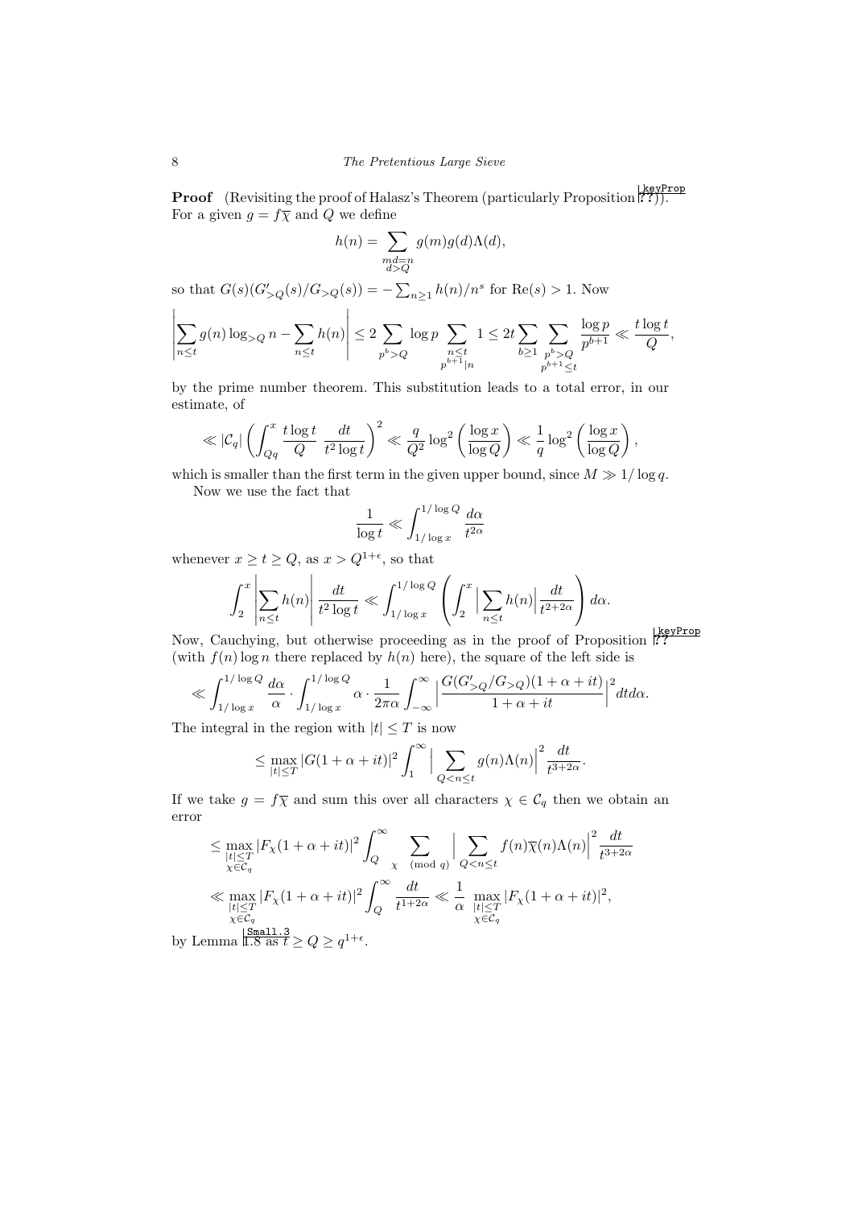**Proof** (Revisiting the proof of Halasz's Theorem (particularly Proposition ??)). For a given $g = f\overline{\chi}$ and $Q$ we define

$$h(n) = \sum_{\substack{md=n \\ d>Q}} g(m)g(d)\Lambda(d),$$

so that $G(s)(G'_{>Q}(s)/G_{>Q}(s)) = -\sum_{n\ge 1} h(n)/n^s$ for $\mathrm{Re}(s) > 1$. Now

$$\left|\sum_{n\le t} g(n)\log_{>Q} n - \sum_{n\le t} h(n)\right| \le 2\sum_{p^b>Q} \log p \sum_{\substack{n\le t \\ p^{b+1}|n}} 1 \le 2t \sum_{b\ge 1} \sum_{\substack{p^b>Q \\ p^{b+1}\le t}} \frac{\log p}{p^{b+1}} \ll \frac{t\log t}{Q},$$

by the prime number theorem. This substitution leads to a total error, in our estimate, of

$$\ll |\mathcal{C}_q| \left(\int_{Qq}^x \frac{t\log t}{Q}\, \frac{dt}{t^2\log t}\right)^2 \ll \frac{q}{Q^2}\log^2\left(\frac{\log x}{\log Q}\right) \ll \frac{1}{q}\log^2\left(\frac{\log x}{\log Q}\right),$$

which is smaller than the first term in the given upper bound, since $M \gg 1/\log q$.

Now we use the fact that

$$\frac{1}{\log t} \ll \int_{1/\log x}^{1/\log Q} \frac{d\alpha}{t^{2\alpha}}$$

whenever $x \ge t \ge Q$, as $x > Q^{1+\epsilon}$, so that

$$\int_2^x \left|\sum_{n\le t} h(n)\right| \frac{dt}{t^2\log t} \ll \int_{1/\log x}^{1/\log Q} \left(\int_2^x \Big|\sum_{n\le t} h(n)\Big| \frac{dt}{t^{2+2\alpha}}\right) d\alpha.$$

Now, Cauchying, but otherwise proceeding as in the proof of Proposition ?? (with $f(n)\log n$ there replaced by $h(n)$ here), the square of the left side is

$$\ll \int_{1/\log x}^{1/\log Q} \frac{d\alpha}{\alpha} \cdot \int_{1/\log x}^{1/\log Q} \alpha\cdot \frac{1}{2\pi\alpha}\int_{-\infty}^{\infty} \Big|\frac{G(G'_{>Q}/G_{>Q})(1+\alpha+it)}{1+\alpha+it}\Big|^2 dt d\alpha.$$

The integral in the region with $|t|\le T$ is now

$$\le \max_{|t|\le T} |G(1+\alpha+it)|^2 \int_1^\infty \Big|\sum_{Q<n\le t} g(n)\Lambda(n)\Big|^2 \frac{dt}{t^{3+2\alpha}}.$$

If we take $g = f\overline{\chi}$ and sum this over all characters $\chi\in\mathcal{C}_q$ then we obtain an error

$$\le \max_{\substack{|t|\le T \\ \chi\in\mathcal{C}_q}} |F_\chi(1+\alpha+it)|^2 \int_Q^\infty \sum_{\chi \pmod q} \Big|\sum_{Q<n\le t} f(n)\overline{\chi}(n)\Lambda(n)\Big|^2 \frac{dt}{t^{3+2\alpha}}$$

$$\ll \max_{\substack{|t|\le T \\ \chi\in\mathcal{C}_q}} |F_\chi(1+\alpha+it)|^2 \int_Q^\infty \frac{dt}{t^{1+2\alpha}} \ll \frac{1}{\alpha} \max_{\substack{|t|\le T \\ \chi\in\mathcal{C}_q}} |F_\chi(1+\alpha+it)|^2,$$

by Lemma 1.8 as $t \ge Q \ge q^{1+\epsilon}$.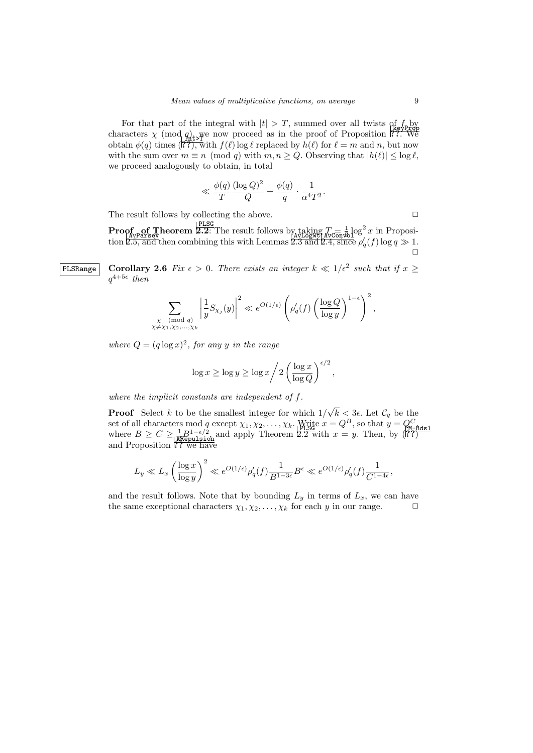For that part of the integral with $|t| > T$, summed over all twists of $f$ by characters $\chi \pmod q$, we now proceed as in the proof of Proposition ??. We obtain $\phi(q)$ times (??), with $f(\ell)\log\ell$ replaced by $h(\ell)$ for $\ell = m$ and $n$, but now with the sum over $m \equiv n \pmod q$ with $m, n \geq Q$. Observing that $|h(\ell)| \leq \log \ell$, we proceed analogously to obtain, in total

$$\ll \frac{\phi(q)}{T}\frac{(\log Q)^2}{Q} + \frac{\phi(q)}{q}\cdot\frac{1}{\alpha^4 T^2}.$$

The result follows by collecting the above. $\square$

**Proof of Theorem 2.2**: The result follows by taking $T = \frac{1}{5}\log^2 x$ in Proposition 2.5, and then combining this with Lemmas 2.3 and 2.4, since $\rho_q'(f)\log q \gg 1$. $\square$

**Corollary 2.6** *Fix $\epsilon > 0$. There exists an integer $k \ll 1/\epsilon^2$ such that if $x \geq q^{4+5\epsilon}$ then*

$$\sum_{\substack{\chi \pmod q \\ \chi \neq \chi_1, \chi_2, \ldots, \chi_k}} \left| \frac{1}{y} S_{\chi_j}(y) \right|^2 \ll e^{O(1/\epsilon)} \left( \rho_q'(f) \left( \frac{\log Q}{\log y} \right)^{1-\epsilon} \right)^2,$$

*where $Q = (q\log x)^2$, for any $y$ in the range*

$$\log x \geq \log y \geq \log x \Big/ 2\left(\frac{\log x}{\log Q}\right)^{\epsilon/2},$$

*where the implicit constants are independent of $f$.*

**Proof** Select $k$ to be the smallest integer for which $1/\sqrt{k} < 3\epsilon$. Let $\mathcal{C}_q$ be the set of all characters mod $q$ except $\chi_1, \chi_2, \ldots, \chi_k$. Write $x = Q^B$, so that $y = Q^C$ where $B \geq C \geq \frac{1}{2}B^{1-\epsilon/2}$, and apply Theorem 2.2 with $x = y$. Then, by (??) and Proposition ?? we have

$$L_y \ll L_x \left(\frac{\log x}{\log y}\right)^2 \ll e^{O(1/\epsilon)}\rho_q'(f)\frac{1}{B^{1-3\epsilon}}B^{\epsilon} \ll e^{O(1/\epsilon)}\rho_q'(f)\frac{1}{C^{1-4\epsilon}},$$

and the result follows. Note that by bounding $L_y$ in terms of $L_x$, we can have the same exceptional characters $\chi_1, \chi_2, \ldots, \chi_k$ for each $y$ in our range. $\square$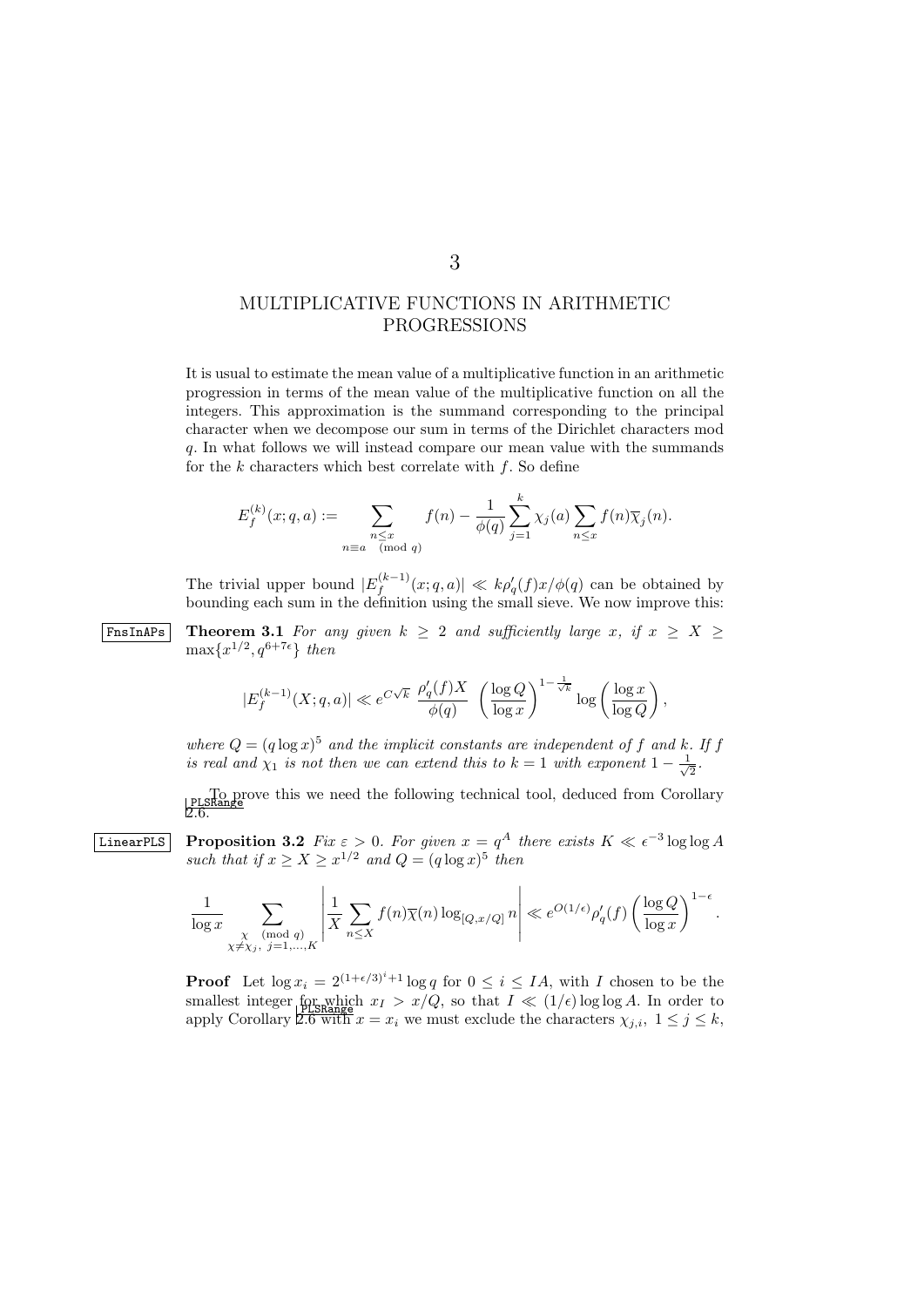# 3

# MULTIPLICATIVE FUNCTIONS IN ARITHMETIC PROGRESSIONS

It is usual to estimate the mean value of a multiplicative function in an arithmetic progression in terms of the mean value of the multiplicative function on all the integers. This approximation is the summand corresponding to the principal character when we decompose our sum in terms of the Dirichlet characters mod $q$. In what follows we will instead compare our mean value with the summands for the $k$ characters which best correlate with $f$. So define

$$E_f^{(k)}(x;q,a) := \sum_{\substack{n\le x\\ n\equiv a \pmod q}} f(n) - \frac{1}{\phi(q)}\sum_{j=1}^{k}\chi_j(a)\sum_{n\le x} f(n)\overline{\chi}_j(n).$$

The trivial upper bound $|E_f^{(k-1)}(x;q,a)| \ll k\rho_q'(f)x/\phi(q)$ can be obtained by bounding each sum in the definition using the small sieve. We now improve this:

**Theorem 3.1** *For any given $k\ge 2$ and sufficiently large $x$, if $x\ge X\ge \max\{x^{1/2},q^{6+7\epsilon}\}$ then*

$$|E_f^{(k-1)}(X;q,a)| \ll e^{C\sqrt{k}}\ \frac{\rho_q'(f)X}{\phi(q)}\ \left(\frac{\log Q}{\log x}\right)^{1-\frac{1}{\sqrt{k}}}\log\left(\frac{\log x}{\log Q}\right),$$

*where $Q=(q\log x)^5$ and the implicit constants are independent of $f$ and $k$. If $f$ is real and $\chi_1$ is not then we can extend this to $k=1$ with exponent $1-\frac{1}{\sqrt{2}}$.*

To prove this we need the following technical tool, deduced from Corollary 2.6.

**Proposition 3.2** *Fix $\varepsilon>0$. For given $x=q^A$ there exists $K\ll \epsilon^{-3}\log\log A$ such that if $x\ge X\ge x^{1/2}$ and $Q=(q\log x)^5$ then*

$$\frac{1}{\log x}\sum_{\substack{\chi \pmod q\\ \chi\ne\chi_j,\ j=1,\dots,K}}\left|\frac{1}{X}\sum_{n\le X} f(n)\overline{\chi}(n)\log_{[Q,x/Q]} n\right| \ll e^{O(1/\epsilon)}\rho_q'(f)\left(\frac{\log Q}{\log x}\right)^{1-\epsilon}.$$

**Proof** Let $\log x_i = 2^{(1+\epsilon/3)^i+1}\log q$ for $0\le i\le IA$, with $I$ chosen to be the smallest integer for which $x_I > x/Q$, so that $I\ll (1/\epsilon)\log\log A$. In order to apply Corollary 2.6 with $x=x_i$ we must exclude the characters $\chi_{j,i},\ 1\le j\le k$,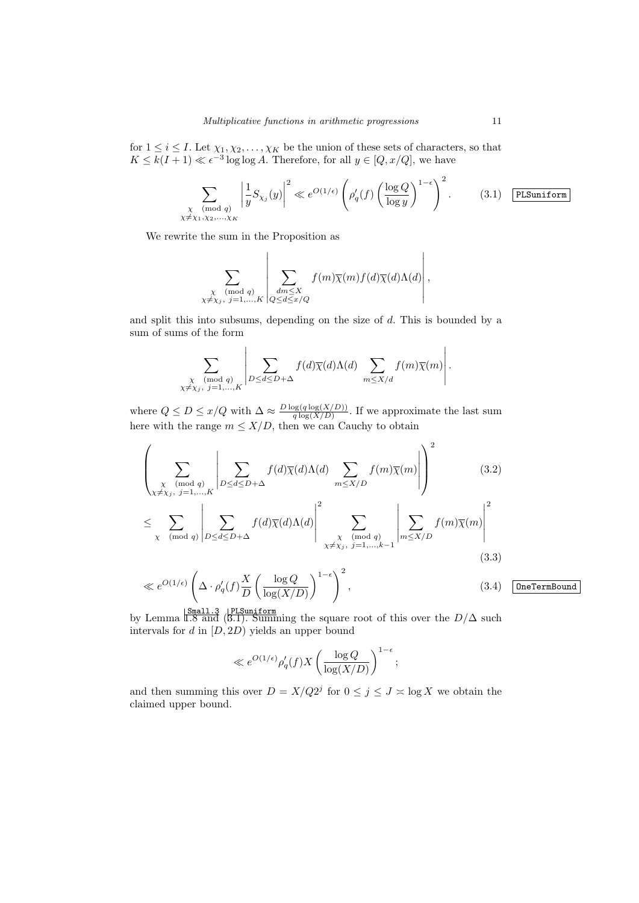for $1 \le i \le I$. Let $\chi_1, \chi_2, \ldots, \chi_K$ be the union of these sets of characters, so that $K \le k(I+1) \ll \epsilon^{-3} \log\log A$. Therefore, for all $y \in [Q, x/Q]$, we have

$$\sum_{\substack{\chi \pmod q \\ \chi \neq \chi_1, \chi_2, \ldots, \chi_K}} \left| \frac{1}{y} S_{\chi_j}(y) \right|^2 \ll e^{O(1/\epsilon)} \left( \rho_q'(f) \left( \frac{\log Q}{\log y} \right)^{1-\epsilon} \right)^2 . \tag{3.1}$$

We rewrite the sum in the Proposition as

$$\sum_{\substack{\chi \pmod q \\ \chi \neq \chi_j,\ j=1,\ldots,K}} \left| \sum_{\substack{dm \le X \\ Q \le d \le x/Q}} f(m)\overline{\chi}(m) f(d)\overline{\chi}(d)\Lambda(d) \right|,$$

and split this into subsums, depending on the size of $d$. This is bounded by a sum of sums of the form

$$\sum_{\substack{\chi \pmod q \\ \chi \neq \chi_j,\ j=1,\ldots,K}} \left| \sum_{D \le d \le D+\Delta} f(d)\overline{\chi}(d)\Lambda(d) \sum_{m \le X/d} f(m)\overline{\chi}(m) \right| .$$

where $Q \le D \le x/Q$ with $\Delta \approx \frac{D \log(q \log(X/D))}{q \log(X/D)}$. If we approximate the last sum here with the range $m \le X/D$, then we can Cauchy to obtain

$$\left( \sum_{\substack{\chi \pmod q \\ \chi \neq \chi_j,\ j=1,\ldots,K}} \left| \sum_{D \le d \le D+\Delta} f(d)\overline{\chi}(d)\Lambda(d) \sum_{m \le X/D} f(m)\overline{\chi}(m) \right| \right)^2 \tag{3.2}$$

$$\le \sum_{\chi \pmod q} \left| \sum_{D \le d \le D+\Delta} f(d)\overline{\chi}(d)\Lambda(d) \right|^2 \sum_{\substack{\chi \pmod q \\ \chi \neq \chi_j,\ j=1,\ldots,k-1}} \left| \sum_{m \le X/D} f(m)\overline{\chi}(m) \right|^2 \tag{3.3}$$

$$\ll e^{O(1/\epsilon)} \left( \Delta \cdot \rho_q'(f) \frac{X}{D} \left( \frac{\log Q}{\log(X/D)} \right)^{1-\epsilon} \right)^2 , \tag{3.4}$$

by Lemma 1.8 and (3.1). Summing the square root of this over the $D/\Delta$ such intervals for $d$ in $[D, 2D)$ yields an upper bound

$$\ll e^{O(1/\epsilon)} \rho_q'(f) X \left( \frac{\log Q}{\log(X/D)} \right)^{1-\epsilon} ;$$

and then summing this over $D = X/Q2^j$ for $0 \le j \le J \asymp \log X$ we obtain the claimed upper bound.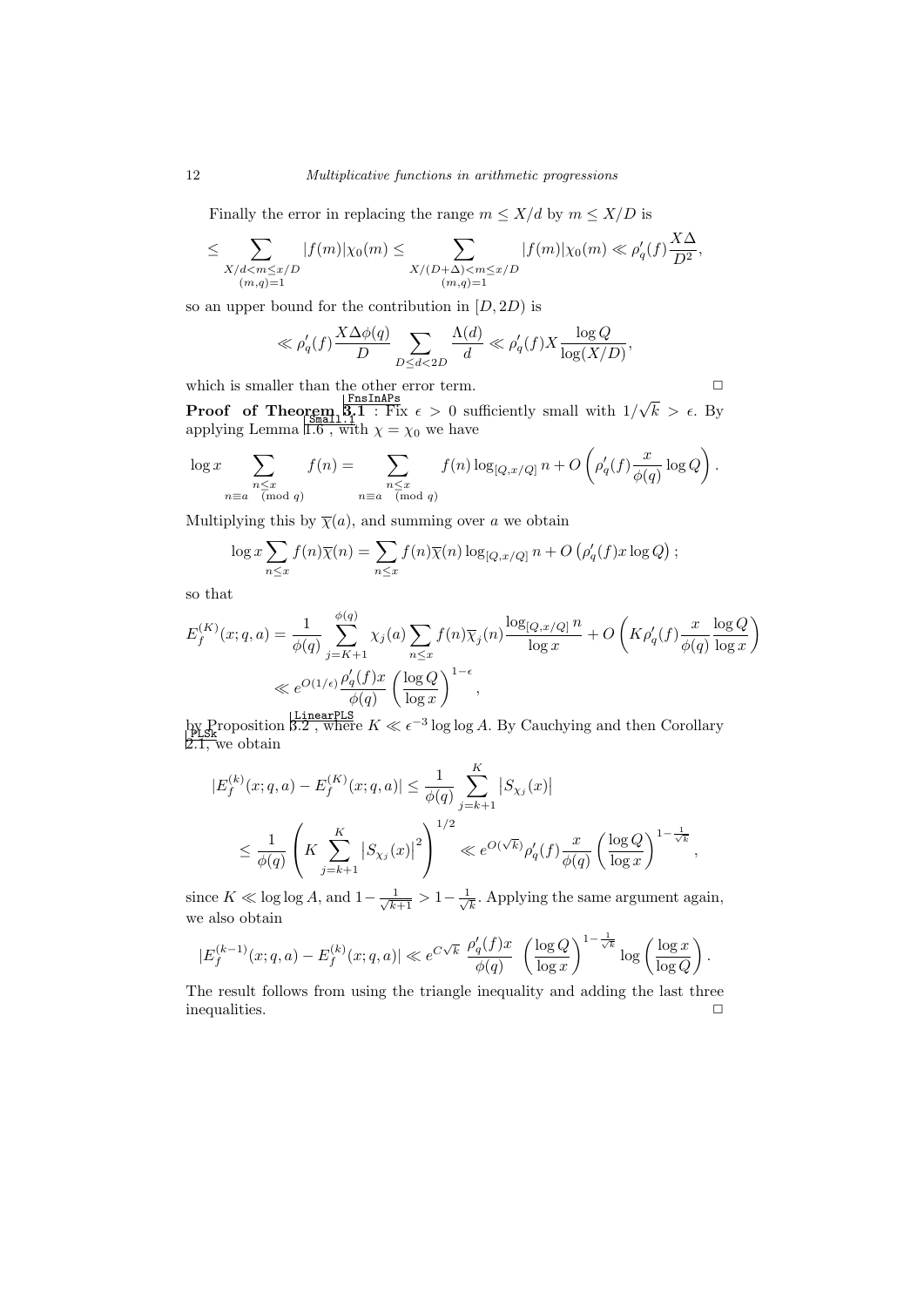Finally the error in replacing the range $m \le X/d$ by $m \le X/D$ is

$$\le \sum_{\substack{X/d<m\le x/D \\ (m,q)=1}} |f(m)|\chi_0(m) \le \sum_{\substack{X/(D+\Delta)<m\le x/D \\ (m,q)=1}} |f(m)|\chi_0(m) \ll \rho_q'(f)\frac{X\Delta}{D^2},$$

so an upper bound for the contribution in $[D,2D)$ is

$$\ll \rho_q'(f)\frac{X\Delta\phi(q)}{D}\sum_{D\le d<2D}\frac{\Lambda(d)}{d} \ll \rho_q'(f)X\frac{\log Q}{\log(X/D)},$$

which is smaller than the other error term. $\square$

**Proof of Theorem 3.1** : Fix $\epsilon > 0$ sufficiently small with $1/\sqrt{k} > \epsilon$. By applying Lemma 1.6 , with $\chi = \chi_0$ we have

$$\log x \sum_{\substack{n\le x \\ n\equiv a \pmod q}} f(n) = \sum_{\substack{n\le x \\ n\equiv a \pmod q}} f(n)\log_{[Q,x/Q]} n + O\left(\rho_q'(f)\frac{x}{\phi(q)}\log Q\right).$$

Multiplying this by $\overline{\chi}(a)$, and summing over $a$ we obtain

$$\log x\sum_{n\le x} f(n)\overline{\chi}(n) = \sum_{n\le x} f(n)\overline{\chi}(n)\log_{[Q,x/Q]} n + O\left(\rho_q'(f)x\log Q\right);$$

so that

$$\begin{aligned}
E_f^{(K)}(x;q,a) &= \frac{1}{\phi(q)}\sum_{j=K+1}^{\phi(q)}\chi_j(a)\sum_{n\le x} f(n)\overline{\chi}_j(n)\frac{\log_{[Q,x/Q]} n}{\log x} + O\left(K\rho_q'(f)\frac{x}{\phi(q)}\frac{\log Q}{\log x}\right) \\
&\ll e^{O(1/\epsilon)}\frac{\rho_q'(f)x}{\phi(q)}\left(\frac{\log Q}{\log x}\right)^{1-\epsilon},
\end{aligned}$$

by Proposition 3.2 , where $K \ll \epsilon^{-3}\log\log A$. By Cauchying and then Corollary 2.1, we obtain

$$\begin{aligned}
|E_f^{(k)}(x;q,a) - E_f^{(K)}(x;q,a)| &\le \frac{1}{\phi(q)}\sum_{j=k+1}^{K}\left|S_{\chi_j}(x)\right| \\
&\le \frac{1}{\phi(q)}\left(K\sum_{j=k+1}^{K}\left|S_{\chi_j}(x)\right|^2\right)^{1/2} \ll e^{O(\sqrt{k})}\rho_q'(f)\frac{x}{\phi(q)}\left(\frac{\log Q}{\log x}\right)^{1-\frac{1}{\sqrt{k}}},
\end{aligned}$$

since $K \ll \log\log A$, and $1-\frac{1}{\sqrt{k+1}} > 1-\frac{1}{\sqrt{k}}$. Applying the same argument again, we also obtain

$$|E_f^{(k-1)}(x;q,a) - E_f^{(k)}(x;q,a)| \ll e^{C\sqrt{k}}\ \frac{\rho_q'(f)x}{\phi(q)}\ \left(\frac{\log Q}{\log x}\right)^{1-\frac{1}{\sqrt{k}}}\log\left(\frac{\log x}{\log Q}\right).$$

The result follows from using the triangle inequality and adding the last three inequalities. $\square$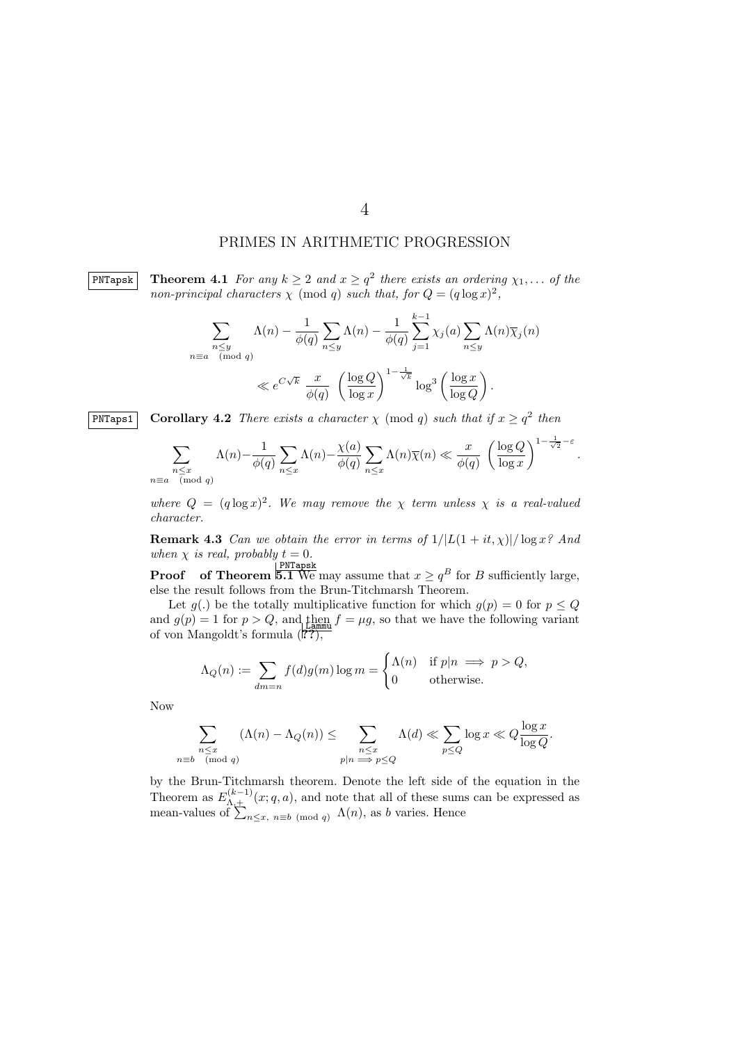# 4

## PRIMES IN ARITHMETIC PROGRESSION

**Theorem 4.1** *For any $k \geq 2$ and $x \geq q^2$ there exists an ordering $\chi_1, \dots$ of the non-principal characters $\chi \pmod q$ such that, for $Q = (q \log x)^2$,*

$$\sum_{\substack{n \leq y \\ n \equiv a \pmod q}} \Lambda(n) - \frac{1}{\phi(q)} \sum_{n \leq y} \Lambda(n) - \frac{1}{\phi(q)} \sum_{j=1}^{k-1} \chi_j(a) \sum_{n \leq y} \Lambda(n) \overline{\chi}_j(n)$$

$$\ll e^{C\sqrt{k}} \, \frac{x}{\phi(q)} \, \left( \frac{\log Q}{\log x} \right)^{1 - \frac{1}{\sqrt{k}}} \log^3 \left( \frac{\log x}{\log Q} \right).$$

**Corollary 4.2** *There exists a character $\chi \pmod q$ such that if $x \geq q^2$ then*

$$\sum_{\substack{n \leq x \\ n \equiv a \pmod q}} \Lambda(n) - \frac{1}{\phi(q)} \sum_{n \leq x} \Lambda(n) - \frac{\chi(a)}{\phi(q)} \sum_{n \leq x} \Lambda(n) \overline{\chi}(n) \ll \frac{x}{\phi(q)} \, \left( \frac{\log Q}{\log x} \right)^{1 - \frac{1}{\sqrt{2}} - \varepsilon}.$$

*where $Q = (q \log x)^2$. We may remove the $\chi$ term unless $\chi$ is a real-valued character.*

**Remark 4.3** *Can we obtain the error in terms of $1/|L(1+it, \chi)|/\log x$? And when $\chi$ is real, probably $t = 0$.*

**Proof of Theorem 5.1** We may assume that $x \geq q^B$ for $B$ sufficiently large, else the result follows from the Brun-Titchmarsh Theorem.

Let $g(.)$ be the totally multiplicative function for which $g(p) = 0$ for $p \leq Q$ and $g(p) = 1$ for $p > Q$, and then $f = \mu g$, so that we have the following variant of von Mangoldt's formula (??),

$$\Lambda_Q(n) := \sum_{dm = n} f(d) g(m) \log m = \begin{cases} \Lambda(n) & \text{if } p | n \implies p > Q, \\ 0 & \text{otherwise.} \end{cases}$$

Now

$$\sum_{\substack{n \leq x \\ n \equiv b \pmod q}} (\Lambda(n) - \Lambda_Q(n)) \leq \sum_{\substack{n \leq x \\ p | n \implies p \leq Q}} \Lambda(d) \ll \sum_{p \leq Q} \log x \ll Q \frac{\log x}{\log Q}.$$

by the Brun-Titchmarsh theorem. Denote the left side of the equation in the Theorem as $E_{\Lambda,+}^{(k-1)}(x; q, a)$, and note that all of these sums can be expressed as mean-values of $\sum_{n \leq x, \; n \equiv b \pmod q} \Lambda(n)$, as $b$ varies. Hence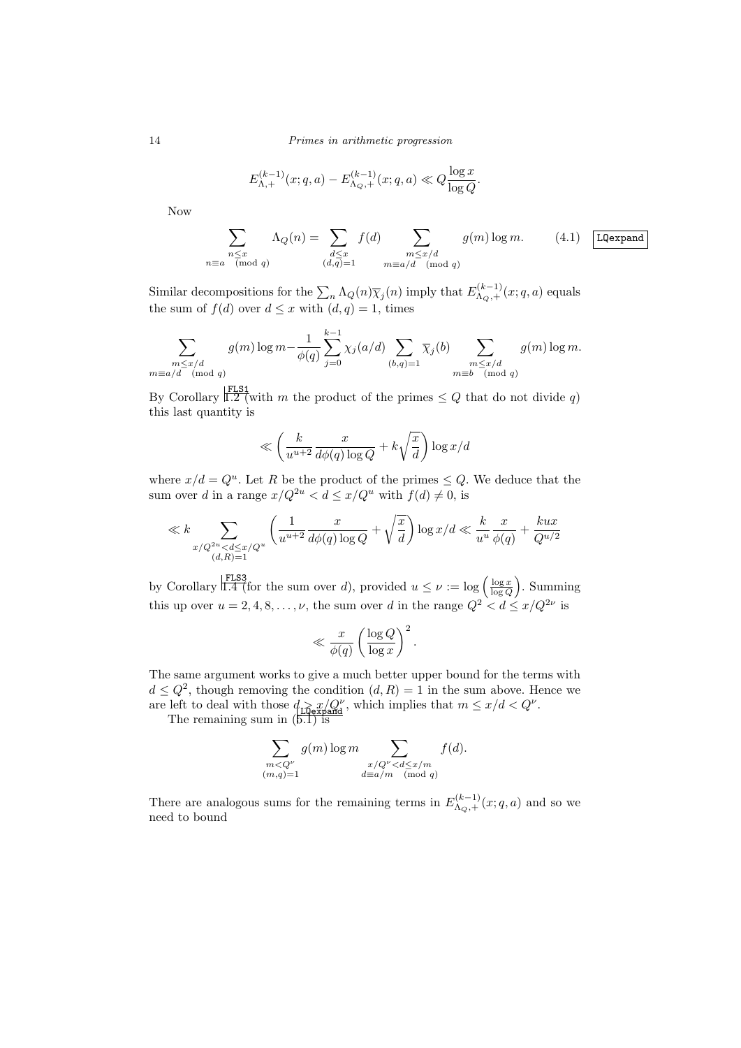$$E^{(k-1)}_{\Lambda,+}(x;q,a) - E^{(k-1)}_{\Lambda_Q,+}(x;q,a) \ll Q\frac{\log x}{\log Q}.$$

Now

$$\sum_{\substack{n\le x\\ n\equiv a \pmod q}} \Lambda_Q(n) = \sum_{\substack{d\le x\\ (d,q)=1}} f(d) \sum_{\substack{m\le x/d\\ m\equiv a/d \pmod q}} g(m)\log m. \tag{4.1}$$

Similar decompositions for the $\sum_n \Lambda_Q(n)\overline{\chi}_j(n)$ imply that $E^{(k-1)}_{\Lambda_Q,+}(x;q,a)$ equals the sum of $f(d)$ over $d\le x$ with $(d,q)=1$, times

$$\sum_{\substack{m\le x/d\\ m\equiv a/d \pmod q}} g(m)\log m - \frac{1}{\phi(q)}\sum_{j=0}^{k-1}\chi_j(a/d)\sum_{(b,q)=1}\overline{\chi}_j(b)\sum_{\substack{m\le x/d\\ m\equiv b \pmod q}} g(m)\log m.$$

By Corollary 1.2 (with $m$ the product of the primes $\le Q$ that do not divide $q$) this last quantity is

$$\ll \left(\frac{k}{u^{u+2}}\frac{x}{d\phi(q)\log Q} + k\sqrt{\frac{x}{d}}\right)\log x/d$$

where $x/d = Q^u$. Let $R$ be the product of the primes $\le Q$. We deduce that the sum over $d$ in a range $x/Q^{2u} < d \le x/Q^u$ with $f(d)\ne 0$, is

$$\ll k\sum_{\substack{x/Q^{2u}<d\le x/Q^u\\ (d,R)=1}}\left(\frac{1}{u^{u+2}}\frac{x}{d\phi(q)\log Q} + \sqrt{\frac{x}{d}}\right)\log x/d \ll \frac{k}{u^u}\frac{x}{\phi(q)} + \frac{kux}{Q^{u/2}}$$

by Corollary 1.4 (for the sum over $d$), provided $u\le \nu := \log\left(\frac{\log x}{\log Q}\right)$. Summing this up over $u = 2,4,8,\dots,\nu$, the sum over $d$ in the range $Q^2 < d \le x/Q^{2\nu}$ is

$$\ll \frac{x}{\phi(q)}\left(\frac{\log Q}{\log x}\right)^2.$$

The same argument works to give a much better upper bound for the terms with $d\le Q^2$, though removing the condition $(d,R)=1$ in the sum above. Hence we are left to deal with those $d > x/Q^\nu$, which implies that $m \le x/d < Q^\nu$.

The remaining sum in (5.1) is

$$\sum_{\substack{m<Q^\nu\\ (m,q)=1}} g(m)\log m \sum_{\substack{x/Q^\nu<d\le x/m\\ d\equiv a/m \pmod q}} f(d).$$

There are analogous sums for the remaining terms in $E^{(k-1)}_{\Lambda_Q,+}(x;q,a)$ and so we need to bound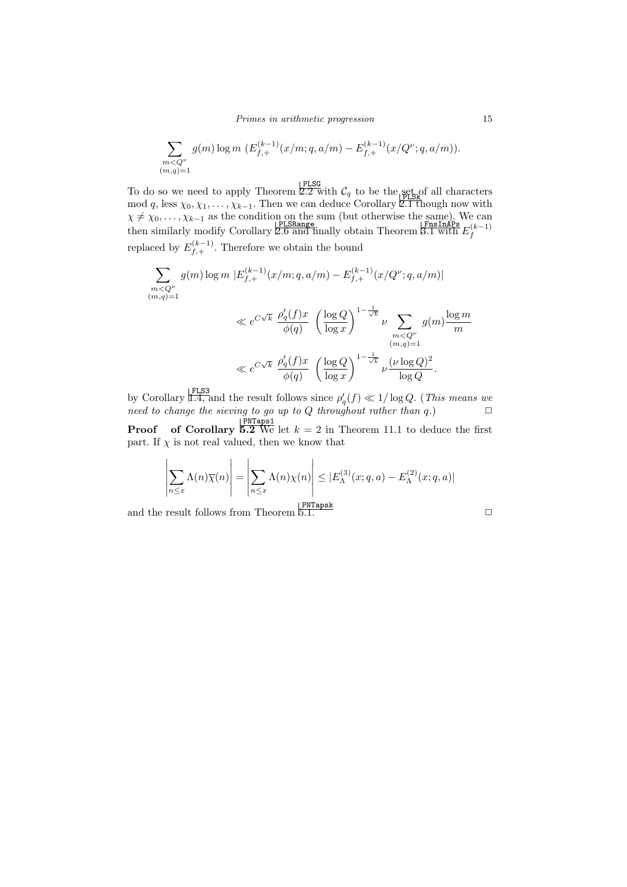$$\sum_{\substack{m<Q^\nu \\ (m,q)=1}} g(m)\log m \; (E_{f,+}^{(k-1)}(x/m;q,a/m) - E_{f,+}^{(k-1)}(x/Q^\nu;q,a/m)).$$

To do so we need to apply Theorem 2.2 with $\mathcal{C}_q$ to be the set of all characters mod $q$, less $\chi_0, \chi_1, \ldots, \chi_{k-1}$. Then we can deduce Corollary 2.1 though now with $\chi \neq \chi_0, \ldots, \chi_{k-1}$ as the condition on the sum (but otherwise the same). We can then similarly modify Corollary 2.6 and finally obtain Theorem 3.1 with $E_f^{(k-1)}$ replaced by $E_{f,+}^{(k-1)}$. Therefore we obtain the bound

$$\sum_{\substack{m<Q^\nu \\ (m,q)=1}} g(m)\log m \; |E_{f,+}^{(k-1)}(x/m;q,a/m) - E_{f,+}^{(k-1)}(x/Q^\nu;q,a/m)|$$

$$\ll e^{C\sqrt{k}} \; \frac{\rho_q'(f)x}{\phi(q)} \; \left(\frac{\log Q}{\log x}\right)^{1-\frac{1}{\sqrt{k}}} \nu \sum_{\substack{m<Q^\nu \\ (m,q)=1}} g(m)\frac{\log m}{m}$$

$$\ll e^{C\sqrt{k}} \; \frac{\rho_q'(f)x}{\phi(q)} \; \left(\frac{\log Q}{\log x}\right)^{1-\frac{1}{\sqrt{k}}} \nu \frac{(\nu\log Q)^2}{\log Q}.$$

by Corollary 1.4, and the result follows since $\rho_q'(f) \ll 1/\log Q$. (*This means we need to change the sieving to go up to $Q$ throughout rather than $q$.*) □

**Proof of Corollary 5.2** We let $k=2$ in Theorem 11.1 to deduce the first part. If $\chi$ is not real valued, then we know that

$$\left|\sum_{n\leq x} \Lambda(n)\overline{\chi}(n)\right| = \left|\sum_{n\leq x} \Lambda(n)\chi(n)\right| \leq |E_\Lambda^{(3)}(x;q,a) - E_\Lambda^{(2)}(x;q,a)|$$

and the result follows from Theorem 5.1. □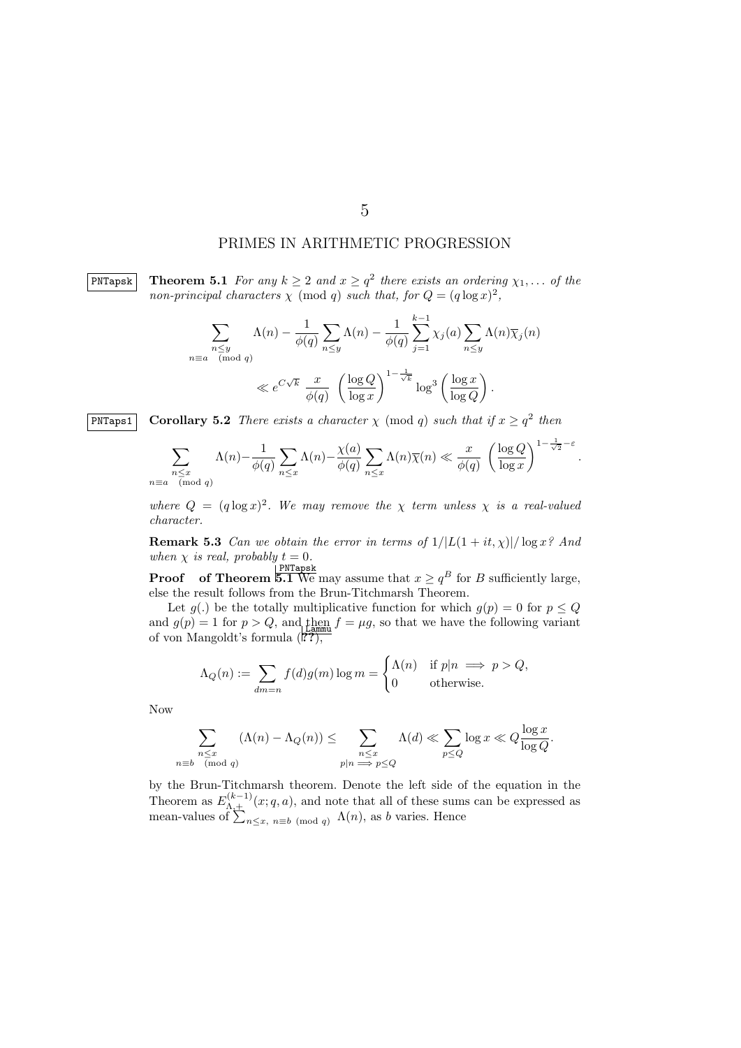# 5

## PRIMES IN ARITHMETIC PROGRESSION

PNTapsk **Theorem 5.1** *For any $k \geq 2$ and $x \geq q^2$ there exists an ordering $\chi_1, \dots$ of the non-principal characters $\chi \pmod q$ such that, for $Q = (q \log x)^2$,*

$$\sum_{\substack{n \leq y \\ n \equiv a \pmod q}} \Lambda(n) - \frac{1}{\phi(q)} \sum_{n \leq y} \Lambda(n) - \frac{1}{\phi(q)} \sum_{j=1}^{k-1} \chi_j(a) \sum_{n \leq y} \Lambda(n) \overline{\chi}_j(n)$$

$$\ll e^{C\sqrt{k}} \ \frac{x}{\phi(q)} \ \left( \frac{\log Q}{\log x} \right)^{1 - \frac{1}{\sqrt{k}}} \log^3 \left( \frac{\log x}{\log Q} \right).$$

PNTaps1 **Corollary 5.2** *There exists a character $\chi \pmod q$ such that if $x \geq q^2$ then*

$$\sum_{\substack{n \leq x \\ n \equiv a \pmod q}} \Lambda(n) - \frac{1}{\phi(q)} \sum_{n \leq x} \Lambda(n) - \frac{\chi(a)}{\phi(q)} \sum_{n \leq x} \Lambda(n) \overline{\chi}(n) \ll \frac{x}{\phi(q)} \ \left( \frac{\log Q}{\log x} \right)^{1 - \frac{1}{\sqrt{2}} - \varepsilon}.$$

*where $Q = (q \log x)^2$. We may remove the $\chi$ term unless $\chi$ is a real-valued character.*

**Remark 5.3** *Can we obtain the error in terms of $1/|L(1+it, \chi)|/\log x$? And when $\chi$ is real, probably $t = 0$.*

**Proof of Theorem 5.1** We may assume that $x \geq q^B$ for $B$ sufficiently large, else the result follows from the Brun-Titchmarsh Theorem.

Let $g(.)$ be the totally multiplicative function for which $g(p) = 0$ for $p \leq Q$ and $g(p) = 1$ for $p > Q$, and then $f = \mu g$, so that we have the following variant of von Mangoldt's formula (??),

$$\Lambda_Q(n) := \sum_{dm=n} f(d) g(m) \log m = \begin{cases} \Lambda(n) & \text{if } p|n \implies p > Q, \\ 0 & \text{otherwise.} \end{cases}$$

Now

$$\sum_{\substack{n \leq x \\ n \equiv b \pmod q}} (\Lambda(n) - \Lambda_Q(n)) \leq \sum_{\substack{n \leq x \\ p|n \implies p \leq Q}} \Lambda(d) \ll \sum_{p \leq Q} \log x \ll Q \frac{\log x}{\log Q}.$$

by the Brun-Titchmarsh theorem. Denote the left side of the equation in the Theorem as $E^{(k-1)}_{\Lambda,+}(x; q, a)$, and note that all of these sums can be expressed as mean-values of $\sum_{n \leq x, \ n \equiv b \pmod q} \Lambda(n)$, as $b$ varies. Hence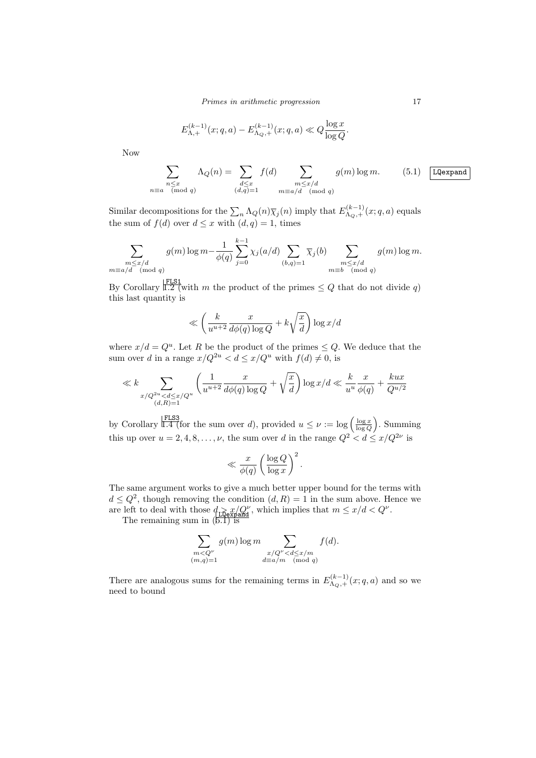$$E^{(k-1)}_{\Lambda,+}(x;q,a) - E^{(k-1)}_{\Lambda_Q,+}(x;q,a) \ll Q\frac{\log x}{\log Q}.$$

Now

$$\sum_{\substack{n\le x\\ n\equiv a \pmod q}} \Lambda_Q(n) = \sum_{\substack{d\le x\\ (d,q)=1}} f(d) \sum_{\substack{m\le x/d\\ m\equiv a/d \pmod q}} g(m)\log m. \tag{5.1}$$

Similar decompositions for the $\sum_n \Lambda_Q(n)\overline{\chi}_j(n)$ imply that $E^{(k-1)}_{\Lambda_Q,+}(x;q,a)$ equals the sum of $f(d)$ over $d\le x$ with $(d,q)=1$, times

$$\sum_{\substack{m\le x/d\\ m\equiv a/d \pmod q}} g(m)\log m - \frac{1}{\phi(q)}\sum_{j=0}^{k-1}\chi_j(a/d)\sum_{(b,q)=1}\overline{\chi}_j(b)\sum_{\substack{m\le x/d\\ m\equiv b \pmod q}} g(m)\log m.$$

By Corollary 1.2 (with $m$ the product of the primes $\le Q$ that do not divide $q$) this last quantity is

$$\ll \left(\frac{k}{u^{u+2}}\frac{x}{d\phi(q)\log Q} + k\sqrt{\frac{x}{d}}\right)\log x/d$$

where $x/d = Q^u$. Let $R$ be the product of the primes $\le Q$. We deduce that the sum over $d$ in a range $x/Q^{2u} < d \le x/Q^u$ with $f(d)\ne 0$, is

$$\ll k\sum_{\substack{x/Q^{2u}<d\le x/Q^u\\ (d,R)=1}}\left(\frac{1}{u^{u+2}}\frac{x}{d\phi(q)\log Q} + \sqrt{\frac{x}{d}}\right)\log x/d \ll \frac{k}{u^u}\frac{x}{\phi(q)} + \frac{kux}{Q^{u/2}}$$

by Corollary 1.4 (for the sum over $d$), provided $u\le \nu := \log\left(\frac{\log x}{\log Q}\right)$. Summing this up over $u=2,4,8,\dots,\nu$, the sum over $d$ in the range $Q^2 < d \le x/Q^{2\nu}$ is

$$\ll \frac{x}{\phi(q)}\left(\frac{\log Q}{\log x}\right)^2.$$

The same argument works to give a much better upper bound for the terms with $d\le Q^2$, though removing the condition $(d,R)=1$ in the sum above. Hence we are left to deal with those $d > x/Q^\nu$, which implies that $m\le x/d < Q^\nu$.

The remaining sum in (5.1) is

$$\sum_{\substack{m<Q^\nu\\ (m,q)=1}} g(m)\log m \sum_{\substack{x/Q^\nu<d\le x/m\\ d\equiv a/m \pmod q}} f(d).$$

There are analogous sums for the remaining terms in $E^{(k-1)}_{\Lambda_Q,+}(x;q,a)$ and so we need to bound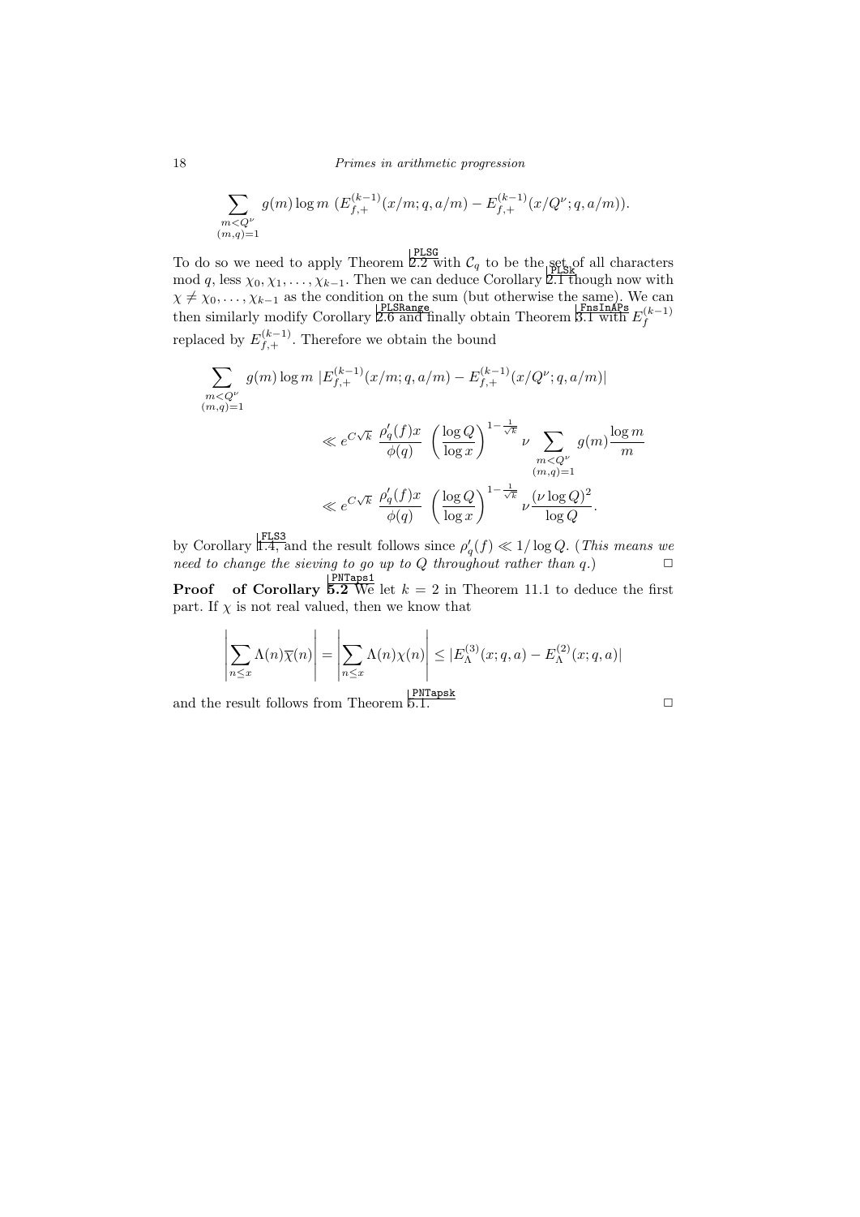$$\sum_{\substack{m<Q^\nu \\ (m,q)=1}} g(m) \log m \ (E_{f,+}^{(k-1)}(x/m; q, a/m) - E_{f,+}^{(k-1)}(x/Q^\nu; q, a/m)).$$

To do so we need to apply Theorem 2.2 with $\mathcal{C}_q$ to be the set of all characters mod $q$, less $\chi_0, \chi_1, \ldots, \chi_{k-1}$. Then we can deduce Corollary 2.1 though now with $\chi \neq \chi_0, \ldots, \chi_{k-1}$ as the condition on the sum (but otherwise the same). We can then similarly modify Corollary 2.6 and finally obtain Theorem 3.1 with $E_f^{(k-1)}$ replaced by $E_{f,+}^{(k-1)}$. Therefore we obtain the bound

$$\sum_{\substack{m<Q^\nu \\ (m,q)=1}} g(m) \log m \ |E_{f,+}^{(k-1)}(x/m; q, a/m) - E_{f,+}^{(k-1)}(x/Q^\nu; q, a/m)|$$

$$\ll e^{C\sqrt{k}} \ \frac{\rho_q'(f)x}{\phi(q)} \ \left(\frac{\log Q}{\log x}\right)^{1-\frac{1}{\sqrt{k}}} \nu \sum_{\substack{m<Q^\nu \\ (m,q)=1}} g(m) \frac{\log m}{m}$$

$$\ll e^{C\sqrt{k}} \ \frac{\rho_q'(f)x}{\phi(q)} \ \left(\frac{\log Q}{\log x}\right)^{1-\frac{1}{\sqrt{k}}} \nu \frac{(\nu \log Q)^2}{\log Q}.$$

by Corollary 1.4, and the result follows since $\rho_q'(f) \ll 1/\log Q$. (*This means we need to change the sieving to go up to $Q$ throughout rather than $q$.*) $\square$

**Proof of Corollary 5.2** We let $k = 2$ in Theorem 11.1 to deduce the first part. If $\chi$ is not real valued, then we know that

$$\left|\sum_{n\leq x} \Lambda(n)\overline{\chi}(n)\right| = \left|\sum_{n\leq x} \Lambda(n)\chi(n)\right| \leq |E_\Lambda^{(3)}(x; q, a) - E_\Lambda^{(2)}(x; q, a)|$$

and the result follows from Theorem 5.1. $\square$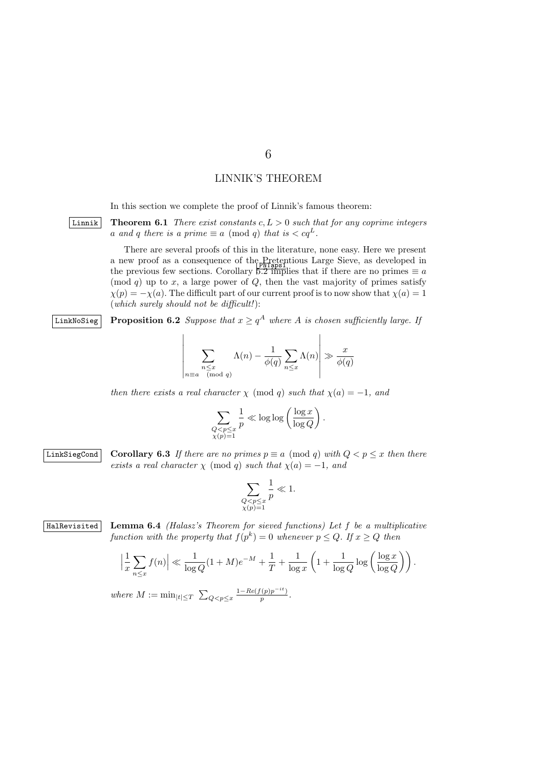# 6

# LINNIK'S THEOREM

In this section we complete the proof of Linnik's famous theorem:

**Theorem 6.1** *There exist constants $c, L > 0$ such that for any coprime integers $a$ and $q$ there is a prime $\equiv a \pmod q$ that is $< cq^L$.*

There are several proofs of this in the literature, none easy. Here we present a new proof as a consequence of the Pretentious Large Sieve, as developed in the previous few sections. Corollary 5.2 implies that if there are no primes $\equiv a \pmod q$ up to $x$, a large power of $Q$, then the vast majority of primes satisfy $\chi(p) = -\chi(a)$. The difficult part of our current proof is to now show that $\chi(a) = 1$ (*which surely should not be difficult!*):

**Proposition 6.2** *Suppose that $x \geq q^A$ where $A$ is chosen sufficiently large. If*

$$\left| \sum_{\substack{n \leq x \\ n \equiv a \pmod q}} \Lambda(n) - \frac{1}{\phi(q)} \sum_{n \leq x} \Lambda(n) \right| \gg \frac{x}{\phi(q)}$$

*then there exists a real character $\chi \pmod q$ such that $\chi(a) = -1$, and*

$$\sum_{\substack{Q < p \leq x \\ \chi(p) = 1}} \frac{1}{p} \ll \log\log\left(\frac{\log x}{\log Q}\right).$$

**Corollary 6.3** *If there are no primes $p \equiv a \pmod q$ with $Q < p \leq x$ then there exists a real character $\chi \pmod q$ such that $\chi(a) = -1$, and*

$$\sum_{\substack{Q < p \leq x \\ \chi(p) = 1}} \frac{1}{p} \ll 1.$$

**Lemma 6.4** *(Halasz's Theorem for sieved functions) Let $f$ be a multiplicative function with the property that $f(p^k) = 0$ whenever $p \leq Q$. If $x \geq Q$ then*

$$\left| \frac{1}{x} \sum_{n \leq x} f(n) \right| \ll \frac{1}{\log Q}(1 + M)e^{-M} + \frac{1}{T} + \frac{1}{\log x}\left(1 + \frac{1}{\log Q} \log\left(\frac{\log x}{\log Q}\right)\right).$$

*where $M := \min_{|t| \leq T} \sum_{Q < p \leq x} \frac{1 - Re(f(p)p^{-it})}{p}$.*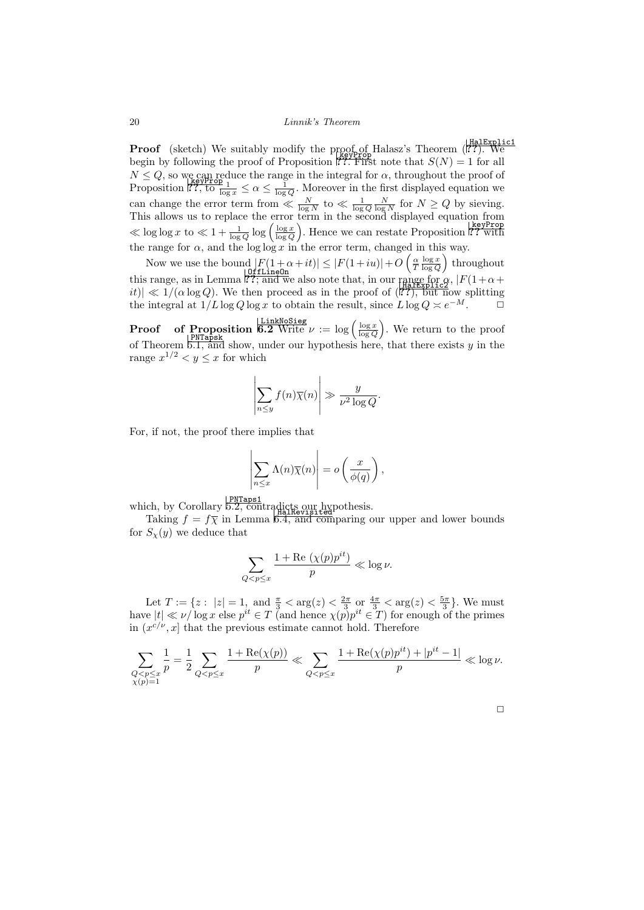**Proof** (sketch) We suitably modify the proof of Halasz's Theorem (??). We begin by following the proof of Proposition ??. First note that $S(N) = 1$ for all $N \le Q$, so we can reduce the range in the integral for $\alpha$, throughout the proof of Proposition ??, to $\frac{1}{\log x} \le \alpha \le \frac{1}{\log Q}$. Moreover in the first displayed equation we can change the error term from $\ll \frac{N}{\log N}$ to $\ll \frac{1}{\log Q} \frac{N}{\log N}$ for $N \ge Q$ by sieving. This allows us to replace the error term in the second displayed equation from $\ll \log\log x$ to $\ll 1 + \frac{1}{\log Q} \log\left(\frac{\log x}{\log Q}\right)$. Hence we can restate Proposition ?? with the range for $\alpha$, and the $\log\log x$ in the error term, changed in this way.

Now we use the bound $|F(1+\alpha+it)| \le |F(1+iu)| + O\left(\frac{\alpha}{T}\frac{\log x}{\log Q}\right)$ throughout this range, as in Lemma ??; and we also note that, in our range for $\alpha$, $|F(1+\alpha+it)| \ll 1/(\alpha \log Q)$. We then proceed as in the proof of (??), but now splitting the integral at $1/L \log Q \log x$ to obtain the result, since $L \log Q \asymp e^{-M}$. $\square$

**Proof of Proposition 6.2** Write $\nu := \log\left(\frac{\log x}{\log Q}\right)$. We return to the proof of Theorem 5.1, and show, under our hypothesis here, that there exists $y$ in the range $x^{1/2} < y \le x$ for which

$$\left|\sum_{n \le y} f(n)\overline{\chi}(n)\right| \gg \frac{y}{\nu^2 \log Q}.$$

For, if not, the proof there implies that

$$\left|\sum_{n \le x} \Lambda(n)\overline{\chi}(n)\right| = o\left(\frac{x}{\phi(q)}\right),$$

which, by Corollary 5.2, contradicts our hypothesis.

Taking $f = f\overline{\chi}$ in Lemma 6.4, and comparing our upper and lower bounds for $S_\chi(y)$ we deduce that

$$\sum_{Q < p \le x} \frac{1 + \text{Re }(\chi(p)p^{it})}{p} \ll \log \nu.$$

Let $T := \{z : \ |z| = 1, \text{ and } \frac{\pi}{3} < \arg(z) < \frac{2\pi}{3} \text{ or } \frac{4\pi}{3} < \arg(z) < \frac{5\pi}{3}\}$. We must have $|t| \ll \nu/\log x$ else $p^{it} \in T$ (and hence $\chi(p)p^{it} \in T$) for enough of the primes in $(x^{c/\nu}, x]$ that the previous estimate cannot hold. Therefore

$$\sum_{\substack{Q < p \le x \\ \chi(p)=1}} \frac{1}{p} = \frac{1}{2}\sum_{Q < p \le x} \frac{1 + \text{Re}(\chi(p))}{p} \ll \sum_{Q < p \le x} \frac{1 + \text{Re}(\chi(p)p^{it}) + |p^{it} - 1|}{p} \ll \log \nu.$$

$\square$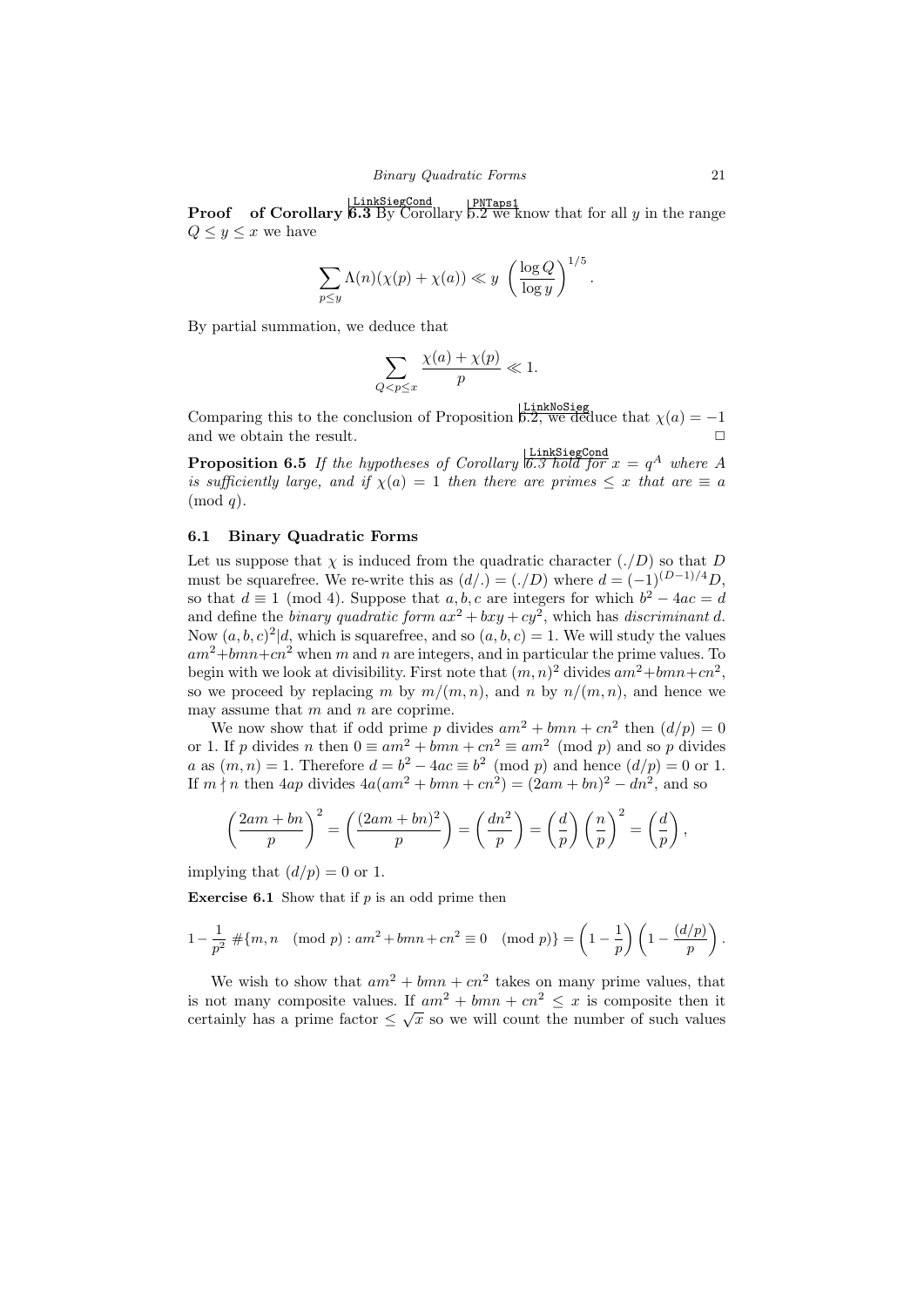**Proof of Corollary 6.3** By Corollary 5.2 we know that for all $y$ in the range $Q \le y \le x$ we have

$$\sum_{p \le y} \Lambda(n)(\chi(p) + \chi(a)) \ll y \left(\frac{\log Q}{\log y}\right)^{1/5}.$$

By partial summation, we deduce that

$$\sum_{Q < p \le x} \frac{\chi(a) + \chi(p)}{p} \ll 1.$$

Comparing this to the conclusion of Proposition 6.2, we deduce that $\chi(a) = -1$ and we obtain the result. □

**Proposition 6.5** *If the hypotheses of Corollary 6.3 hold for $x = q^A$ where $A$ is sufficiently large, and if $\chi(a) = 1$ then there are primes $\le x$ that are $\equiv a \pmod q$.*

### 6.1 Binary Quadratic Forms

Let us suppose that $\chi$ is induced from the quadratic character $(./D)$ so that $D$ must be squarefree. We re-write this as $(d/.) = (./D)$ where $d = (-1)^{(D-1)/4}D$, so that $d \equiv 1 \pmod 4$. Suppose that $a, b, c$ are integers for which $b^2 - 4ac = d$ and define the *binary quadratic form* $ax^2 + bxy + cy^2$, which has *discriminant* $d$. Now $(a, b, c)^2 | d$, which is squarefree, and so $(a, b, c) = 1$. We will study the values $am^2 + bmn + cn^2$ when $m$ and $n$ are integers, and in particular the prime values. To begin with we look at divisibility. First note that $(m, n)^2$ divides $am^2 + bmn + cn^2$, so we proceed by replacing $m$ by $m/(m, n)$, and $n$ by $n/(m, n)$, and hence we may assume that $m$ and $n$ are coprime.

We now show that if odd prime $p$ divides $am^2 + bmn + cn^2$ then $(d/p) = 0$ or 1. If $p$ divides $n$ then $0 \equiv am^2 + bmn + cn^2 \equiv am^2 \pmod p$ and so $p$ divides $a$ as $(m, n) = 1$. Therefore $d = b^2 - 4ac \equiv b^2 \pmod p$ and hence $(d/p) = 0$ or 1. If $m \nmid n$ then $4ap$ divides $4a(am^2 + bmn + cn^2) = (2am + bn)^2 - dn^2$, and so

$$\left(\frac{2am + bn}{p}\right)^2 = \left(\frac{(2am + bn)^2}{p}\right) = \left(\frac{dn^2}{p}\right) = \left(\frac{d}{p}\right)\left(\frac{n}{p}\right)^2 = \left(\frac{d}{p}\right),$$

implying that $(d/p) = 0$ or 1.

**Exercise 6.1** Show that if $p$ is an odd prime then

$$1 - \frac{1}{p^2} \#\{m, n \pmod p : am^2 + bmn + cn^2 \equiv 0 \pmod p\} = \left(1 - \frac{1}{p}\right)\left(1 - \frac{(d/p)}{p}\right).$$

We wish to show that $am^2 + bmn + cn^2$ takes on many prime values, that is not many composite values. If $am^2 + bmn + cn^2 \le x$ is composite then it certainly has a prime factor $\le \sqrt{x}$ so we will count the number of such values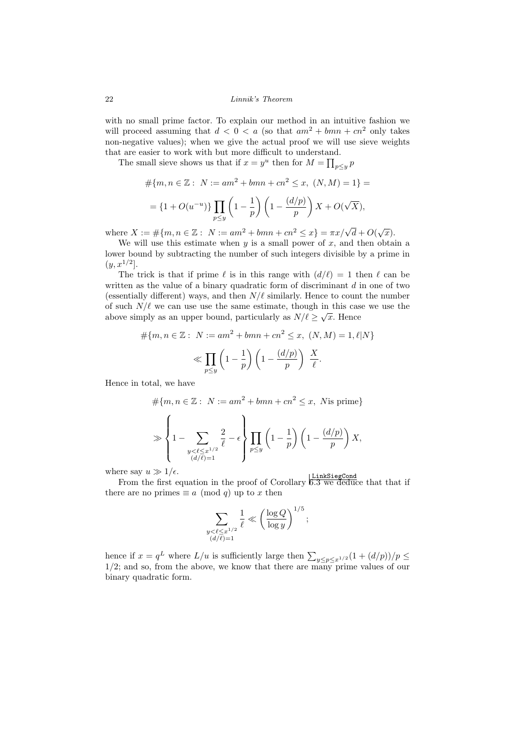with no small prime factor. To explain our method in an intuitive fashion we will proceed assuming that $d < 0 < a$ (so that $am^2 + bmn + cn^2$ only takes non-negative values); when we give the actual proof we will use sieve weights that are easier to work with but more difficult to understand.

The small sieve shows us that if $x = y^u$ then for $M = \prod_{p \le y} p$

$$
\#\{m, n \in \mathbb{Z} : \; N := am^2 + bmn + cn^2 \le x, \; (N, M) = 1\} =
$$

$$
= \{1 + O(u^{-u})\} \prod_{p \le y} \left(1 - \frac{1}{p}\right)\left(1 - \frac{(d/p)}{p}\right) X + O(\sqrt{X}),
$$

where $X := \#\{m, n \in \mathbb{Z} : \; N := am^2 + bmn + cn^2 \le x\} = \pi x/\sqrt{d} + O(\sqrt{x})$.

We will use this estimate when $y$ is a small power of $x$, and then obtain a lower bound by subtracting the number of such integers divisible by a prime in $(y, x^{1/2}]$.

The trick is that if prime $\ell$ is in this range with $(d/\ell) = 1$ then $\ell$ can be written as the value of a binary quadratic form of discriminant $d$ in one of two (essentially different) ways, and then $N/\ell$ similarly. Hence to count the number of such $N/\ell$ we can use use the same estimate, though in this case we use the above simply as an upper bound, particularly as $N/\ell \ge \sqrt{x}$. Hence

$$
\#\{m, n \in \mathbb{Z} : \; N := am^2 + bmn + cn^2 \le x, \; (N, M) = 1, \ell | N\}
$$

$$
\ll \prod_{p \le y} \left(1 - \frac{1}{p}\right)\left(1 - \frac{(d/p)}{p}\right) \frac{X}{\ell}.
$$

Hence in total, we have

$$
\#\{m, n \in \mathbb{Z} : \; N := am^2 + bmn + cn^2 \le x, \; N \text{is prime}\}
$$

$$
\gg \left\{ 1 - \sum_{\substack{y < \ell \le x^{1/2} \\ (d/\ell) = 1}} \frac{2}{\ell} - \epsilon \right\} \prod_{p \le y} \left(1 - \frac{1}{p}\right)\left(1 - \frac{(d/p)}{p}\right) X,
$$

where say $u \gg 1/\epsilon$.

From the first equation in the proof of Corollary 6.3 we deduce that that if there are no primes $\equiv a \pmod q$ up to $x$ then

$$
\sum_{\substack{y < \ell \le x^{1/2} \\ (d/\ell) = 1}} \frac{1}{\ell} \ll \left(\frac{\log Q}{\log y}\right)^{1/5};
$$

hence if $x = q^L$ where $L/u$ is sufficiently large then $\sum_{y \le p \le x^{1/2}} (1 + (d/p))/p \le 1/2$; and so, from the above, we know that there are many prime values of our binary quadratic form.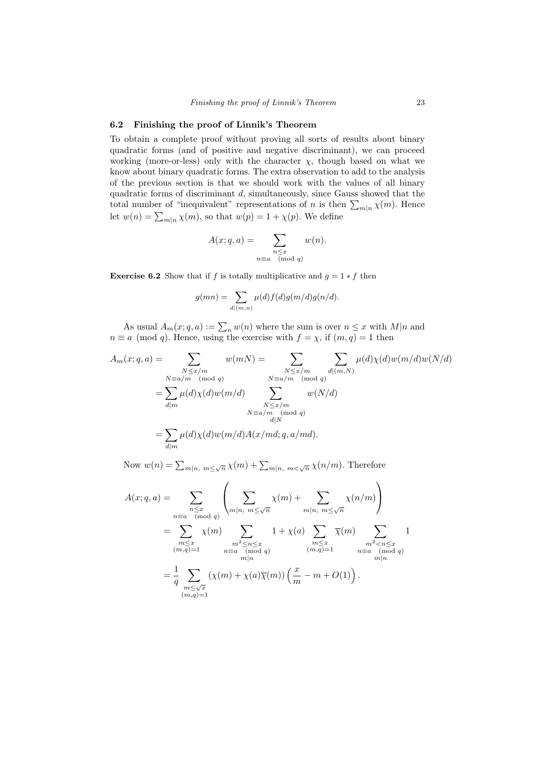### 6.2 Finishing the proof of Linnik's Theorem

To obtain a complete proof without proving all sorts of results about binary quadratic forms (and of positive and negative discriminant), we can proceed working (more-or-less) only with the character $\chi$, though based on what we know about binary quadratic forms. The extra observation to add to the analysis of the previous section is that we should work with the values of all binary quadratic forms of discriminant $d$, simultaneously, since Gauss showed that the total number of "inequivalent" representations of $n$ is then $\sum_{m|n}\chi(m)$. Hence let $w(n) = \sum_{m|n}\chi(m)$, so that $w(p) = 1 + \chi(p)$. We define

$$A(x;q,a) = \sum_{\substack{n\leq x\\ n\equiv a \pmod q}} w(n).$$

**Exercise 6.2** Show that if $f$ is totally multiplicative and $g = 1 * f$ then

$$g(mn) = \sum_{d|(m,n)} \mu(d)f(d)g(m/d)g(n/d).$$

As usual $A_m(x;q,a) := \sum_n w(n)$ where the sum is over $n \leq x$ with $M|n$ and $n \equiv a \pmod q$. Hence, using the exercise with $f = \chi$, if $(m,q) = 1$ then

$$\begin{aligned}
A_m(x;q,a) &= \sum_{\substack{N\leq x/m\\ N\equiv a/m \pmod q}} w(mN) = \sum_{\substack{N\leq x/m\\ N\equiv a/m \pmod q}} \sum_{d|(m,N)} \mu(d)\chi(d)w(m/d)w(N/d)\\
&= \sum_{d|m}\mu(d)\chi(d)w(m/d) \sum_{\substack{N\leq x/m\\ N\equiv a/m \pmod q\\ d|N}} w(N/d)\\
&= \sum_{d|m}\mu(d)\chi(d)w(m/d)A(x/md;q,a/md).
\end{aligned}$$

Now $w(n) = \sum_{m|n,\ m\leq\sqrt{n}}\chi(m) + \sum_{m|n,\ m<\sqrt{n}}\chi(n/m)$. Therefore

$$\begin{aligned}
A(x;q,a) &= \sum_{\substack{n\leq x\\ n\equiv a \pmod q}} \left( \sum_{m|n,\ m\leq\sqrt{n}} \chi(m) + \sum_{m|n,\ m\leq\sqrt{n}} \chi(n/m) \right)\\
&= \sum_{\substack{m\leq x\\ (m,q)=1}} \chi(m) \sum_{\substack{m^2\leq n\leq x\\ n\equiv a \pmod q\\ m|n}} 1 + \chi(a) \sum_{\substack{m\leq x\\ (m,q)=1}} \overline{\chi}(m) \sum_{\substack{m^2<n\leq x\\ n\equiv a \pmod q\\ m|n}} 1\\
&= \frac{1}{q} \sum_{\substack{m\leq\sqrt{x}\\ (m,q)=1}} (\chi(m) + \chi(a)\overline{\chi}(m)) \left( \frac{x}{m} - m + O(1) \right).
\end{aligned}$$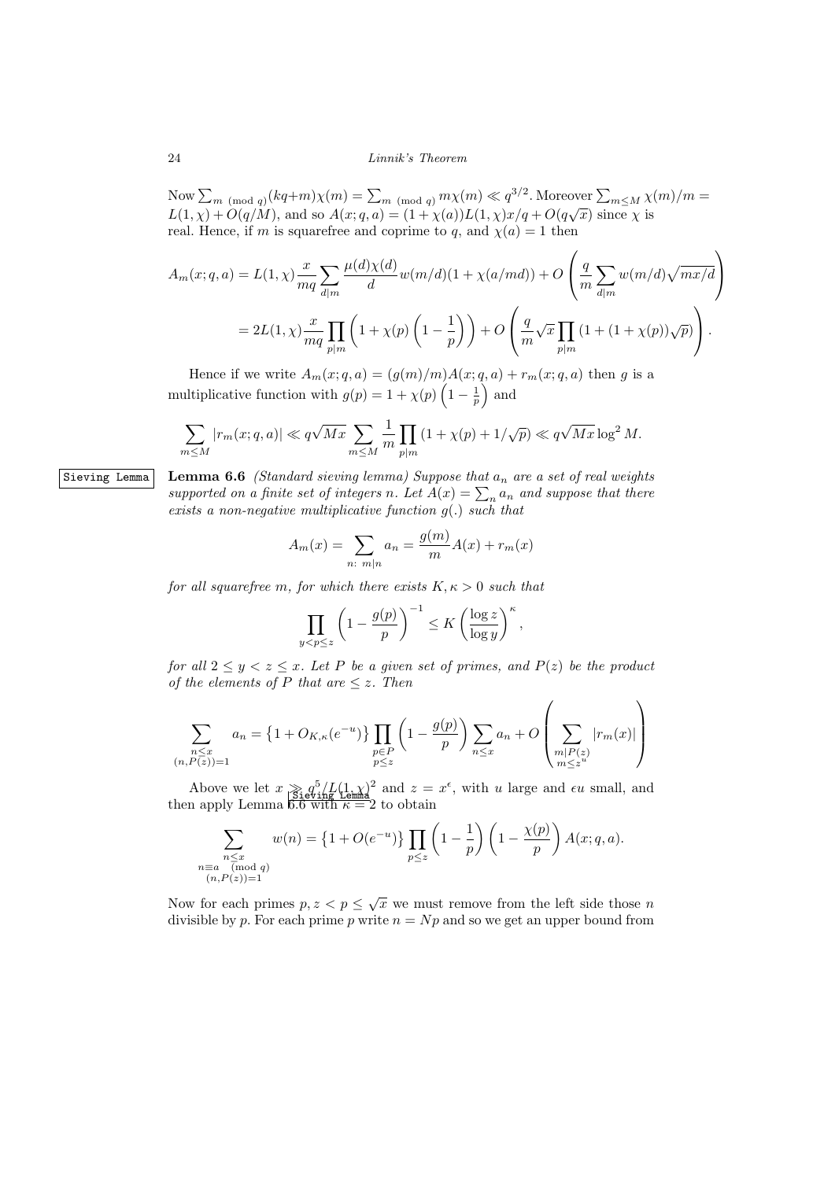Now $\sum_{m \pmod q}(kq+m)\chi(m) = \sum_{m \pmod q} m\chi(m) \ll q^{3/2}$. Moreover $\sum_{m\le M}\chi(m)/m = L(1,\chi) + O(q/M)$, and so $A(x;q,a) = (1+\chi(a))L(1,\chi)x/q + O(q\sqrt{x})$ since $\chi$ is real. Hence, if $m$ is squarefree and coprime to $q$, and $\chi(a)=1$ then

$$A_m(x;q,a) = L(1,\chi)\frac{x}{mq}\sum_{d|m}\frac{\mu(d)\chi(d)}{d}w(m/d)(1+\chi(a/md)) + O\left(\frac{q}{m}\sum_{d|m}w(m/d)\sqrt{mx/d}\right)$$

$$= 2L(1,\chi)\frac{x}{mq}\prod_{p|m}\left(1+\chi(p)\left(1-\frac{1}{p}\right)\right) + O\left(\frac{q}{m}\sqrt{x}\prod_{p|m}(1+(1+\chi(p))\sqrt{p})\right).$$

Hence if we write $A_m(x;q,a) = (g(m)/m)A(x;q,a) + r_m(x;q,a)$ then $g$ is a multiplicative function with $g(p) = 1+\chi(p)\left(1-\frac{1}{p}\right)$ and

$$\sum_{m\le M}|r_m(x;q,a)| \ll q\sqrt{Mx}\sum_{m\le M}\frac{1}{m}\prod_{p|m}(1+\chi(p)+1/\sqrt{p}) \ll q\sqrt{Mx}\log^2 M.$$

**Lemma 6.6** *(Standard sieving lemma) Suppose that $a_n$ are a set of real weights supported on a finite set of integers $n$. Let $A(x) = \sum_n a_n$ and suppose that there exists a non-negative multiplicative function $g(.)$ such that*

$$A_m(x) = \sum_{n:\ m|n} a_n = \frac{g(m)}{m}A(x) + r_m(x)$$

*for all squarefree $m$, for which there exists $K,\kappa > 0$ such that*

$$\prod_{y<p\le z}\left(1-\frac{g(p)}{p}\right)^{-1} \le K\left(\frac{\log z}{\log y}\right)^{\kappa},$$

*for all $2\le y<z\le x$. Let $P$ be a given set of primes, and $P(z)$ be the product of the elements of $P$ that are $\le z$. Then*

$$\sum_{\substack{n\le x\\ (n,P(z))=1}} a_n = \left\{1+O_{K,\kappa}(e^{-u})\right\}\prod_{\substack{p\in P\\ p\le z}}\left(1-\frac{g(p)}{p}\right)\sum_{n\le x}a_n + O\left(\sum_{\substack{m|P(z)\\ m\le z^u}}|r_m(x)|\right)$$

Above we let $x \gg q^5/L(1,\chi)^2$ and $z = x^{\epsilon}$, with $u$ large and $\epsilon u$ small, and then apply Lemma 6.6 with $\kappa = 2$ to obtain

$$\sum_{\substack{n\le x\\ n\equiv a \pmod q\\ (n,P(z))=1}} w(n) = \left\{1+O(e^{-u})\right\}\prod_{p\le z}\left(1-\frac{1}{p}\right)\left(1-\frac{\chi(p)}{p}\right)A(x;q,a).$$

Now for each primes $p, z<p\le\sqrt{x}$ we must remove from the left side those $n$ divisible by $p$. For each prime $p$ write $n = Np$ and so we get an upper bound from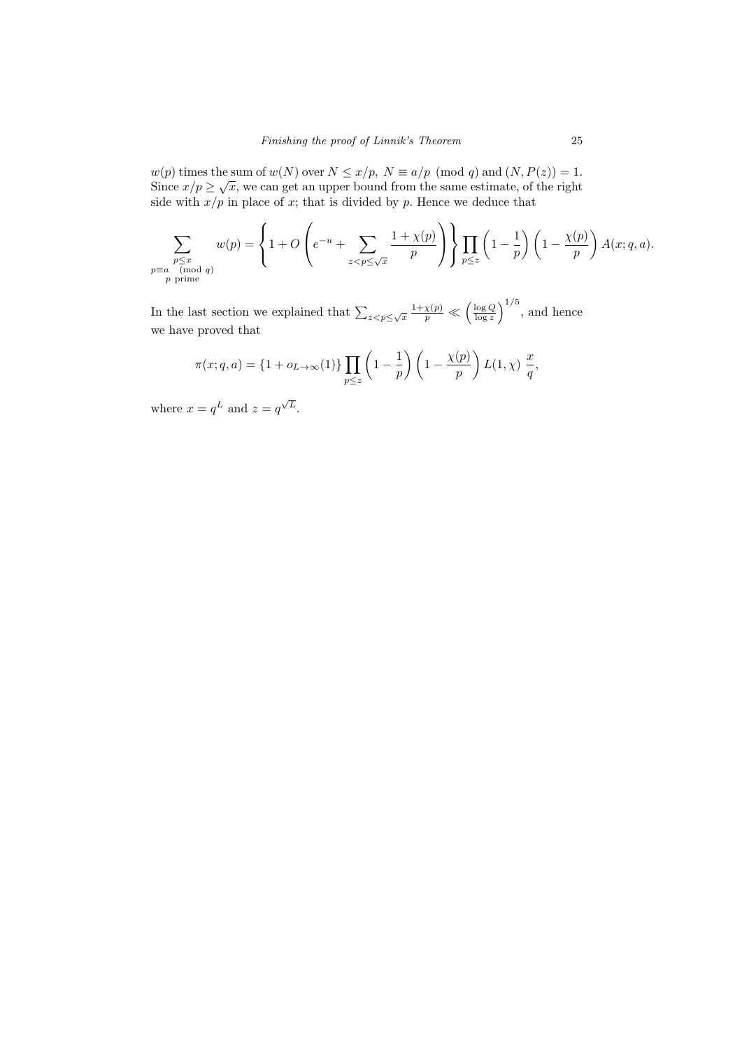$w(p)$ times the sum of $w(N)$ over $N \leq x/p,\ N \equiv a/p \pmod q$ and $(N, P(z)) = 1$. Since $x/p \geq \sqrt{x}$, we can get an upper bound from the same estimate, of the right side with $x/p$ in place of $x$; that is divided by $p$. Hence we deduce that

$$\sum_{\substack{p \leq x \\ p \equiv a \pmod q \\ p \text{ prime}}} w(p) = \left\{ 1 + O\left( e^{-u} + \sum_{z < p \leq \sqrt{x}} \frac{1 + \chi(p)}{p} \right) \right\} \prod_{p \leq z} \left(1 - \frac{1}{p}\right)\left(1 - \frac{\chi(p)}{p}\right) A(x; q, a).$$

In the last section we explained that $\sum_{z < p \leq \sqrt{x}} \frac{1+\chi(p)}{p} \ll \left(\frac{\log Q}{\log z}\right)^{1/5}$, and hence we have proved that

$$\pi(x; q, a) = \{1 + o_{L \to \infty}(1)\} \prod_{p \leq z} \left(1 - \frac{1}{p}\right)\left(1 - \frac{\chi(p)}{p}\right) L(1, \chi)\ \frac{x}{q},$$

where $x = q^L$ and $z = q^{\sqrt{L}}$.